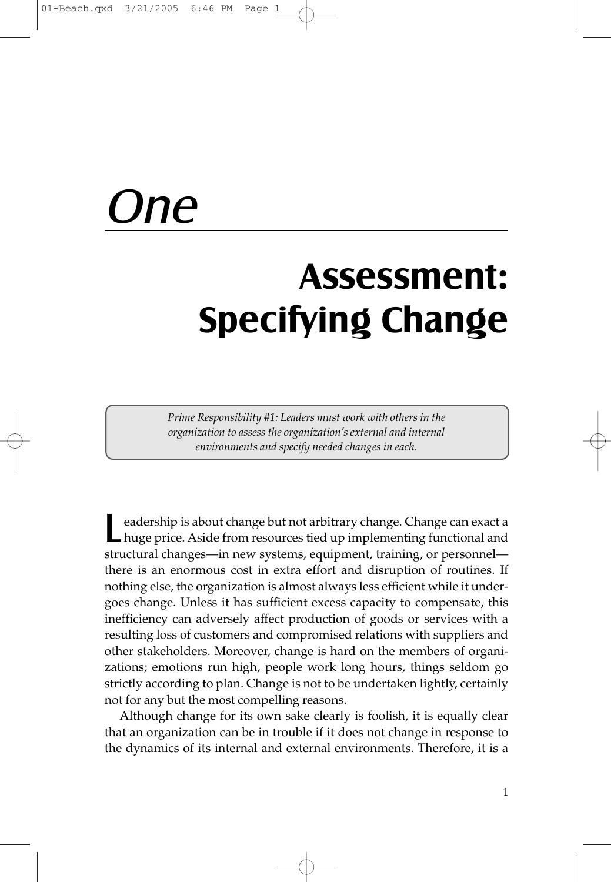# One

## Assessment: Specifying Change

*Prime Responsibility #1: Leaders must work with others in the organization to assess the organization's external and internal environments and specify needed changes in each.*

Leadership is about change but not arbitrary change. Change can exact a huge price. Aside from resources tied up implementing functional and structural changes—in new systems, equipment, training, or personnel—there is an enormous cost in extra effort and disruption of routines. If nothing else, the organization is almost always less efficient while it undergoes change. Unless it has sufficient excess capacity to compensate, this inefficiency can adversely affect production of goods or services with a resulting loss of customers and compromised relations with suppliers and other stakeholders. Moreover, change is hard on the members of organizations; emotions run high, people work long hours, things seldom go strictly according to plan. Change is not to be undertaken lightly, certainly not for any but the most compelling reasons.

Although change for its own sake clearly is foolish, it is equally clear that an organization can be in trouble if it does not change in response to the dynamics of its internal and external environments. Therefore, it is a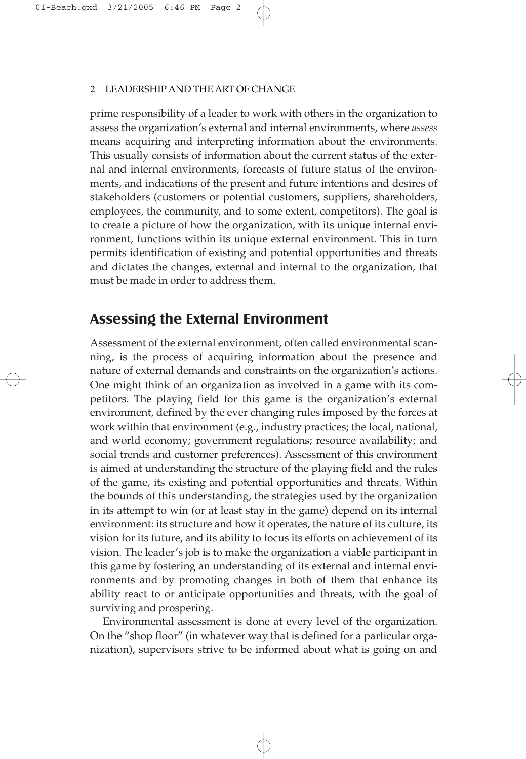prime responsibility of a leader to work with others in the organization to assess the organization's external and internal environments, where *assess* means acquiring and interpreting information about the environments. This usually consists of information about the current status of the external and internal environments, forecasts of future status of the environments, and indications of the present and future intentions and desires of stakeholders (customers or potential customers, suppliers, shareholders, employees, the community, and to some extent, competitors). The goal is to create a picture of how the organization, with its unique internal environment, functions within its unique external environment. This in turn permits identification of existing and potential opportunities and threats and dictates the changes, external and internal to the organization, that must be made in order to address them.

## Assessing the External Environment

Assessment of the external environment, often called environmental scanning, is the process of acquiring information about the presence and nature of external demands and constraints on the organization's actions. One might think of an organization as involved in a game with its competitors. The playing field for this game is the organization's external environment, defined by the ever changing rules imposed by the forces at work within that environment (e.g., industry practices; the local, national, and world economy; government regulations; resource availability; and social trends and customer preferences). Assessment of this environment is aimed at understanding the structure of the playing field and the rules of the game, its existing and potential opportunities and threats. Within the bounds of this understanding, the strategies used by the organization in its attempt to win (or at least stay in the game) depend on its internal environment: its structure and how it operates, the nature of its culture, its vision for its future, and its ability to focus its efforts on achievement of its vision. The leader's job is to make the organization a viable participant in this game by fostering an understanding of its external and internal environments and by promoting changes in both of them that enhance its ability react to or anticipate opportunities and threats, with the goal of surviving and prospering.

Environmental assessment is done at every level of the organization. On the "shop floor" (in whatever way that is defined for a particular organization), supervisors strive to be informed about what is going on and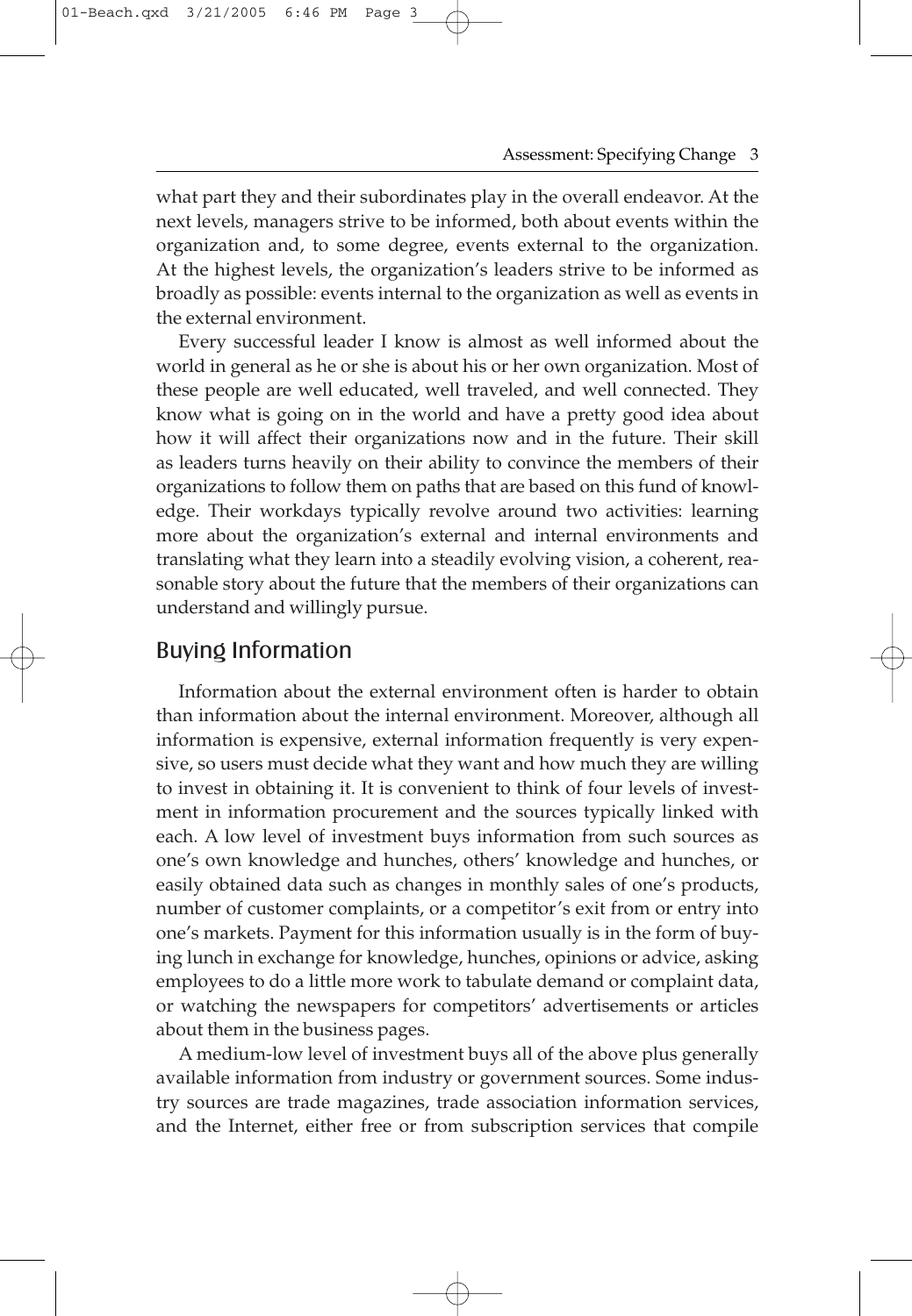what part they and their subordinates play in the overall endeavor. At the next levels, managers strive to be informed, both about events within the organization and, to some degree, events external to the organization. At the highest levels, the organization's leaders strive to be informed as broadly as possible: events internal to the organization as well as events in the external environment.

Every successful leader I know is almost as well informed about the world in general as he or she is about his or her own organization. Most of these people are well educated, well traveled, and well connected. They know what is going on in the world and have a pretty good idea about how it will affect their organizations now and in the future. Their skill as leaders turns heavily on their ability to convince the members of their organizations to follow them on paths that are based on this fund of knowledge. Their workdays typically revolve around two activities: learning more about the organization's external and internal environments and translating what they learn into a steadily evolving vision, a coherent, reasonable story about the future that the members of their organizations can understand and willingly pursue.

## Buying Information

Information about the external environment often is harder to obtain than information about the internal environment. Moreover, although all information is expensive, external information frequently is very expensive, so users must decide what they want and how much they are willing to invest in obtaining it. It is convenient to think of four levels of investment in information procurement and the sources typically linked with each. A low level of investment buys information from such sources as one's own knowledge and hunches, others' knowledge and hunches, or easily obtained data such as changes in monthly sales of one's products, number of customer complaints, or a competitor's exit from or entry into one's markets. Payment for this information usually is in the form of buying lunch in exchange for knowledge, hunches, opinions or advice, asking employees to do a little more work to tabulate demand or complaint data, or watching the newspapers for competitors' advertisements or articles about them in the business pages.

A medium-low level of investment buys all of the above plus generally available information from industry or government sources. Some industry sources are trade magazines, trade association information services, and the Internet, either free or from subscription services that compile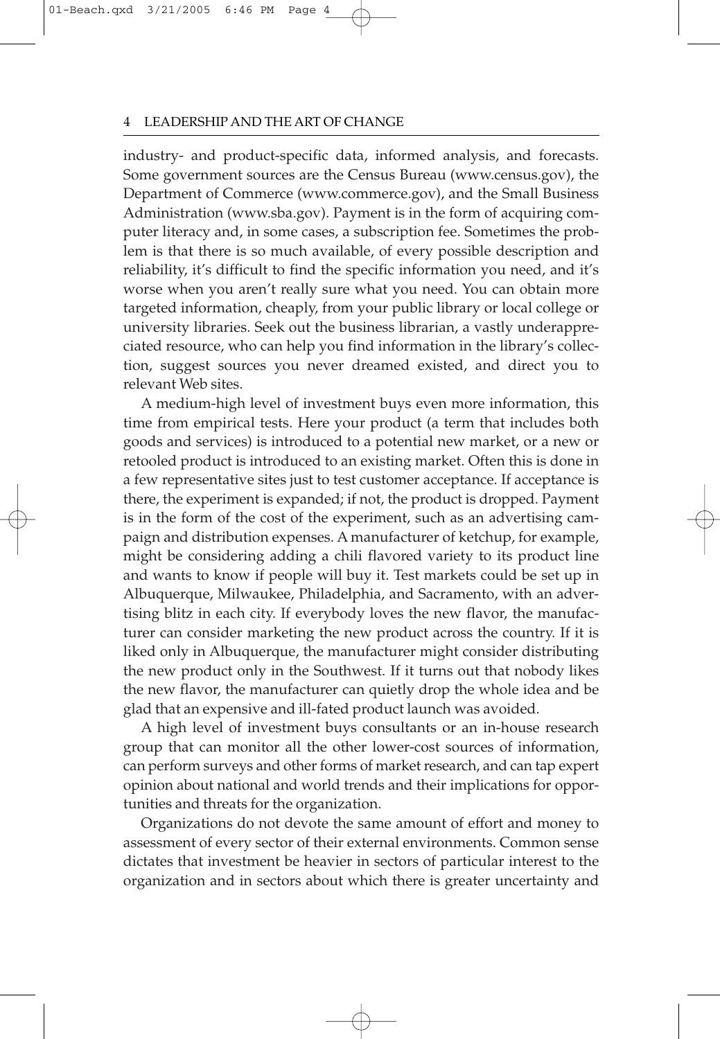industry- and product-specific data, informed analysis, and forecasts. Some government sources are the Census Bureau (www.census.gov), the Department of Commerce (www.commerce.gov), and the Small Business Administration (www.sba.gov). Payment is in the form of acquiring computer literacy and, in some cases, a subscription fee. Sometimes the problem is that there is so much available, of every possible description and reliability, it's difficult to find the specific information you need, and it's worse when you aren't really sure what you need. You can obtain more targeted information, cheaply, from your public library or local college or university libraries. Seek out the business librarian, a vastly underappreciated resource, who can help you find information in the library's collection, suggest sources you never dreamed existed, and direct you to relevant Web sites.

A medium-high level of investment buys even more information, this time from empirical tests. Here your product (a term that includes both goods and services) is introduced to a potential new market, or a new or retooled product is introduced to an existing market. Often this is done in a few representative sites just to test customer acceptance. If acceptance is there, the experiment is expanded; if not, the product is dropped. Payment is in the form of the cost of the experiment, such as an advertising campaign and distribution expenses. A manufacturer of ketchup, for example, might be considering adding a chili flavored variety to its product line and wants to know if people will buy it. Test markets could be set up in Albuquerque, Milwaukee, Philadelphia, and Sacramento, with an advertising blitz in each city. If everybody loves the new flavor, the manufacturer can consider marketing the new product across the country. If it is liked only in Albuquerque, the manufacturer might consider distributing the new product only in the Southwest. If it turns out that nobody likes the new flavor, the manufacturer can quietly drop the whole idea and be glad that an expensive and ill-fated product launch was avoided.

A high level of investment buys consultants or an in-house research group that can monitor all the other lower-cost sources of information, can perform surveys and other forms of market research, and can tap expert opinion about national and world trends and their implications for opportunities and threats for the organization.

Organizations do not devote the same amount of effort and money to assessment of every sector of their external environments. Common sense dictates that investment be heavier in sectors of particular interest to the organization and in sectors about which there is greater uncertainty and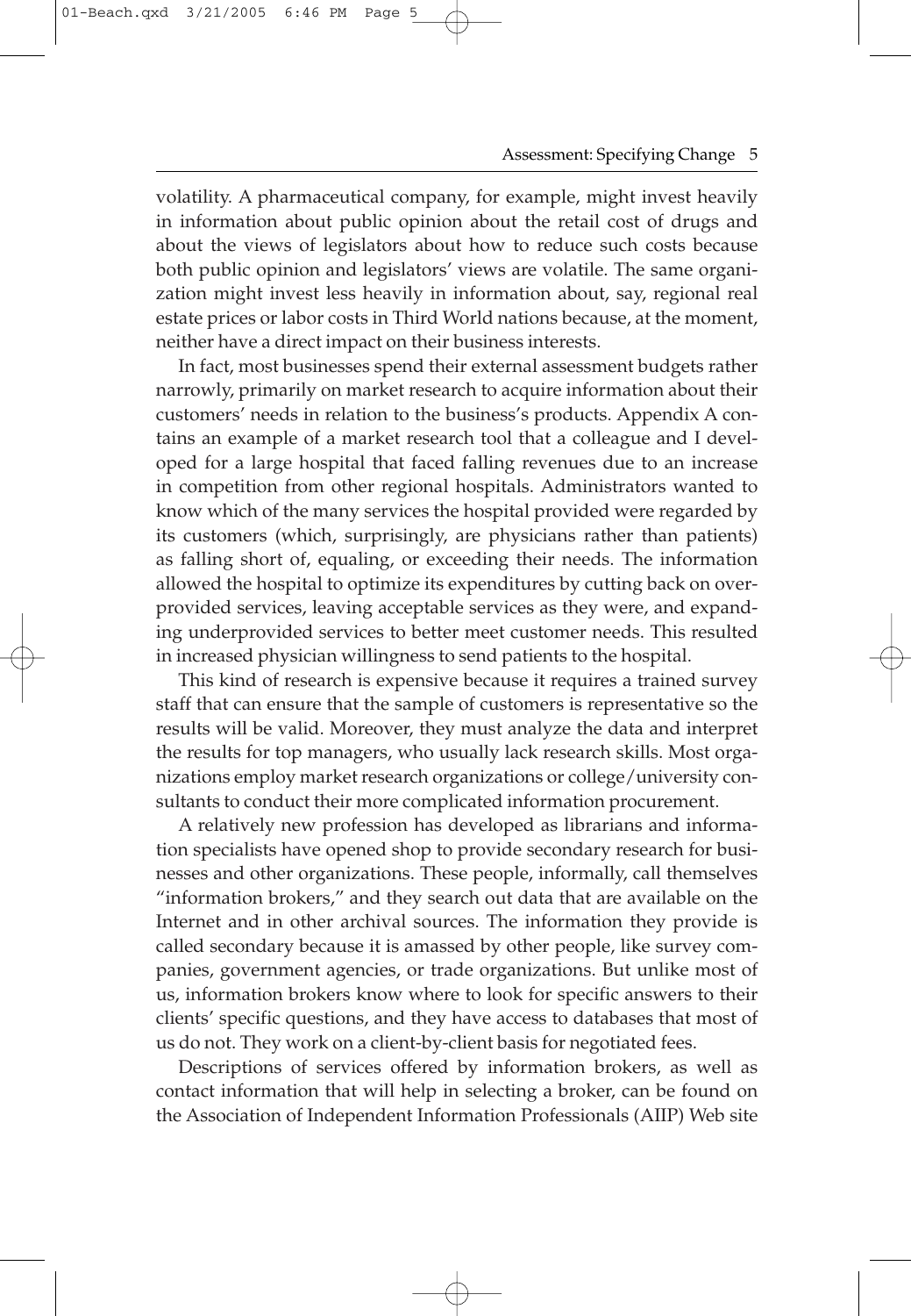volatility. A pharmaceutical company, for example, might invest heavily in information about public opinion about the retail cost of drugs and about the views of legislators about how to reduce such costs because both public opinion and legislators' views are volatile. The same organization might invest less heavily in information about, say, regional real estate prices or labor costs in Third World nations because, at the moment, neither have a direct impact on their business interests.

In fact, most businesses spend their external assessment budgets rather narrowly, primarily on market research to acquire information about their customers' needs in relation to the business's products. Appendix A contains an example of a market research tool that a colleague and I developed for a large hospital that faced falling revenues due to an increase in competition from other regional hospitals. Administrators wanted to know which of the many services the hospital provided were regarded by its customers (which, surprisingly, are physicians rather than patients) as falling short of, equaling, or exceeding their needs. The information allowed the hospital to optimize its expenditures by cutting back on overprovided services, leaving acceptable services as they were, and expanding underprovided services to better meet customer needs. This resulted in increased physician willingness to send patients to the hospital.

This kind of research is expensive because it requires a trained survey staff that can ensure that the sample of customers is representative so the results will be valid. Moreover, they must analyze the data and interpret the results for top managers, who usually lack research skills. Most organizations employ market research organizations or college/university consultants to conduct their more complicated information procurement.

A relatively new profession has developed as librarians and information specialists have opened shop to provide secondary research for businesses and other organizations. These people, informally, call themselves "information brokers," and they search out data that are available on the Internet and in other archival sources. The information they provide is called secondary because it is amassed by other people, like survey companies, government agencies, or trade organizations. But unlike most of us, information brokers know where to look for specific answers to their clients' specific questions, and they have access to databases that most of us do not. They work on a client-by-client basis for negotiated fees.

Descriptions of services offered by information brokers, as well as contact information that will help in selecting a broker, can be found on the Association of Independent Information Professionals (AIIP) Web site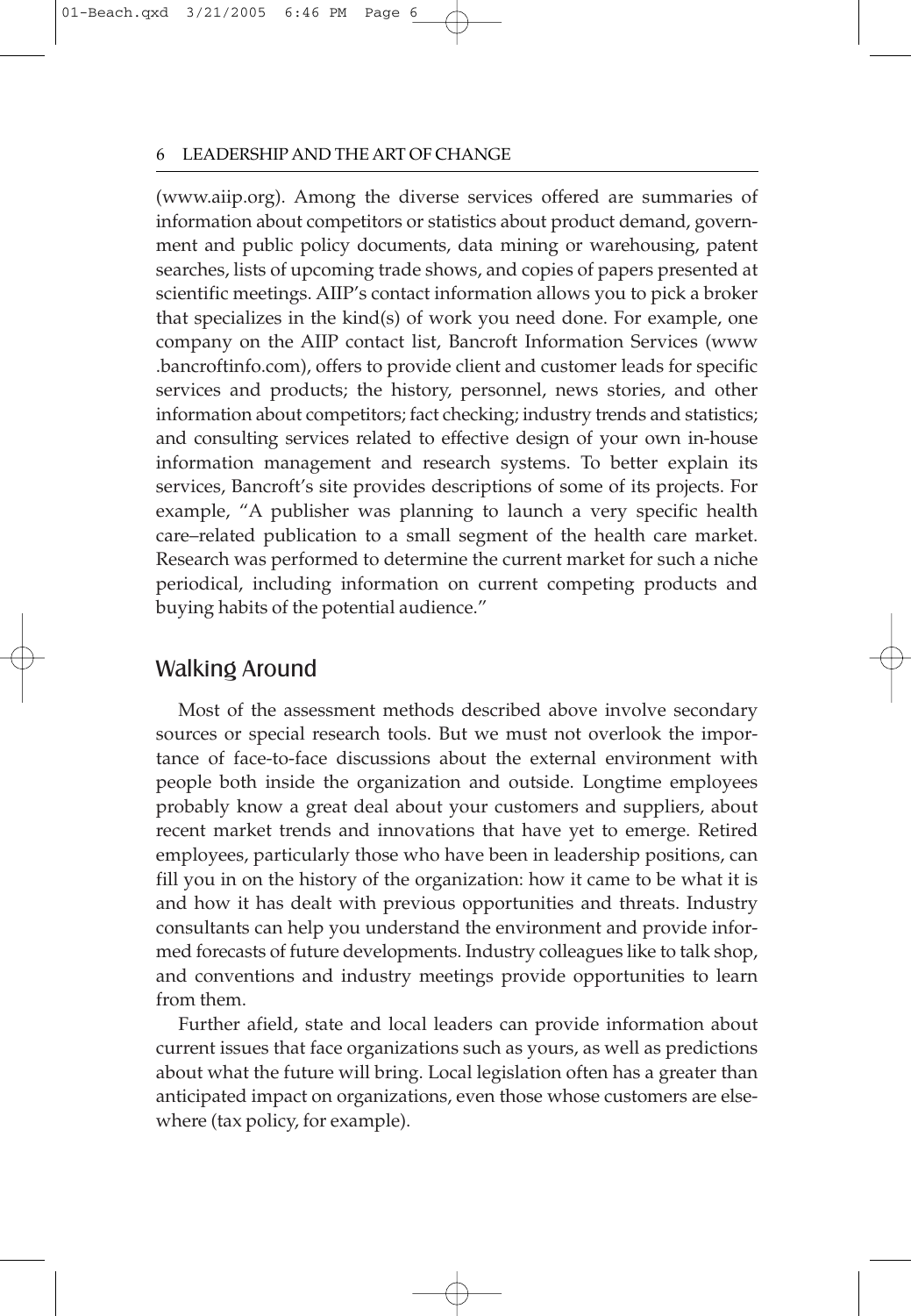(www.aiip.org). Among the diverse services offered are summaries of information about competitors or statistics about product demand, government and public policy documents, data mining or warehousing, patent searches, lists of upcoming trade shows, and copies of papers presented at scientific meetings. AIIP's contact information allows you to pick a broker that specializes in the kind(s) of work you need done. For example, one company on the AIIP contact list, Bancroft Information Services (www.bancroftinfo.com), offers to provide client and customer leads for specific services and products; the history, personnel, news stories, and other information about competitors; fact checking; industry trends and statistics; and consulting services related to effective design of your own in-house information management and research systems. To better explain its services, Bancroft's site provides descriptions of some of its projects. For example, "A publisher was planning to launch a very specific health care–related publication to a small segment of the health care market. Research was performed to determine the current market for such a niche periodical, including information on current competing products and buying habits of the potential audience."

## Walking Around

Most of the assessment methods described above involve secondary sources or special research tools. But we must not overlook the importance of face-to-face discussions about the external environment with people both inside the organization and outside. Longtime employees probably know a great deal about your customers and suppliers, about recent market trends and innovations that have yet to emerge. Retired employees, particularly those who have been in leadership positions, can fill you in on the history of the organization: how it came to be what it is and how it has dealt with previous opportunities and threats. Industry consultants can help you understand the environment and provide informed forecasts of future developments. Industry colleagues like to talk shop, and conventions and industry meetings provide opportunities to learn from them.

Further afield, state and local leaders can provide information about current issues that face organizations such as yours, as well as predictions about what the future will bring. Local legislation often has a greater than anticipated impact on organizations, even those whose customers are elsewhere (tax policy, for example).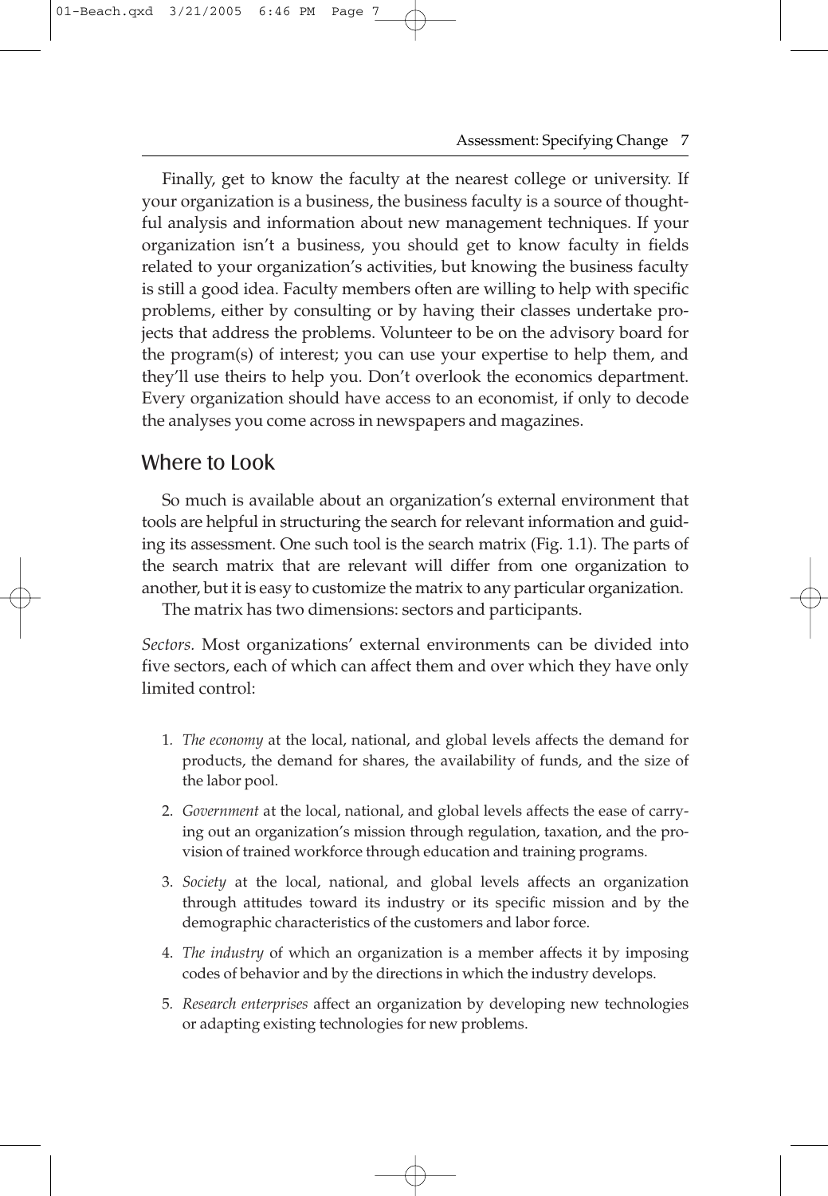Finally, get to know the faculty at the nearest college or university. If your organization is a business, the business faculty is a source of thoughtful analysis and information about new management techniques. If your organization isn't a business, you should get to know faculty in fields related to your organization's activities, but knowing the business faculty is still a good idea. Faculty members often are willing to help with specific problems, either by consulting or by having their classes undertake projects that address the problems. Volunteer to be on the advisory board for the program(s) of interest; you can use your expertise to help them, and they'll use theirs to help you. Don't overlook the economics department. Every organization should have access to an economist, if only to decode the analyses you come across in newspapers and magazines.

## Where to Look

So much is available about an organization's external environment that tools are helpful in structuring the search for relevant information and guiding its assessment. One such tool is the search matrix (Fig. 1.1). The parts of the search matrix that are relevant will differ from one organization to another, but it is easy to customize the matrix to any particular organization.

The matrix has two dimensions: sectors and participants.

*Sectors.* Most organizations' external environments can be divided into five sectors, each of which can affect them and over which they have only limited control:

1. *The economy* at the local, national, and global levels affects the demand for products, the demand for shares, the availability of funds, and the size of the labor pool.
2. *Government* at the local, national, and global levels affects the ease of carrying out an organization's mission through regulation, taxation, and the provision of trained workforce through education and training programs.
3. *Society* at the local, national, and global levels affects an organization through attitudes toward its industry or its specific mission and by the demographic characteristics of the customers and labor force.
4. *The industry* of which an organization is a member affects it by imposing codes of behavior and by the directions in which the industry develops.
5. *Research enterprises* affect an organization by developing new technologies or adapting existing technologies for new problems.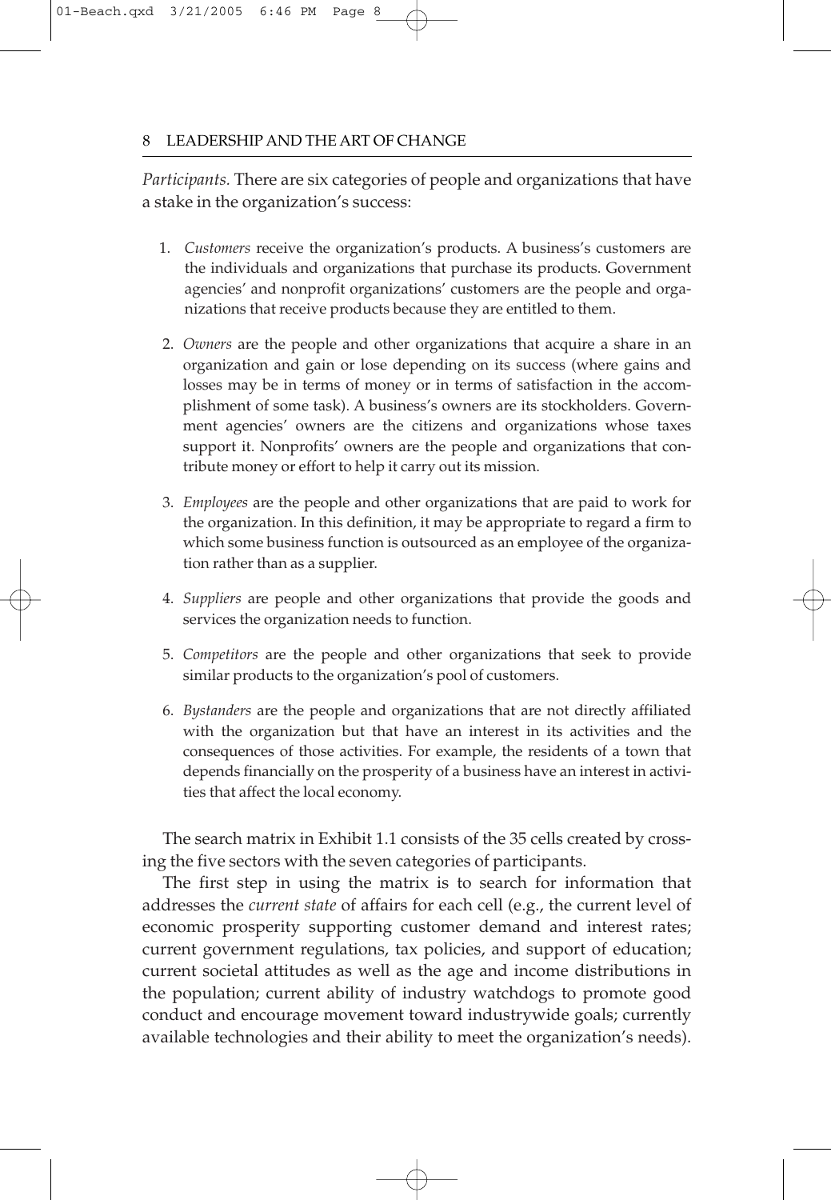*Participants.* There are six categories of people and organizations that have a stake in the organization's success:

1. *Customers* receive the organization's products. A business's customers are the individuals and organizations that purchase its products. Government agencies' and nonprofit organizations' customers are the people and organizations that receive products because they are entitled to them.
2. *Owners* are the people and other organizations that acquire a share in an organization and gain or lose depending on its success (where gains and losses may be in terms of money or in terms of satisfaction in the accomplishment of some task). A business's owners are its stockholders. Government agencies' owners are the citizens and organizations whose taxes support it. Nonprofits' owners are the people and organizations that contribute money or effort to help it carry out its mission.
3. *Employees* are the people and other organizations that are paid to work for the organization. In this definition, it may be appropriate to regard a firm to which some business function is outsourced as an employee of the organization rather than as a supplier.
4. *Suppliers* are people and other organizations that provide the goods and services the organization needs to function.
5. *Competitors* are the people and other organizations that seek to provide similar products to the organization's pool of customers.
6. *Bystanders* are the people and organizations that are not directly affiliated with the organization but that have an interest in its activities and the consequences of those activities. For example, the residents of a town that depends financially on the prosperity of a business have an interest in activities that affect the local economy.

The search matrix in Exhibit 1.1 consists of the 35 cells created by crossing the five sectors with the seven categories of participants.

The first step in using the matrix is to search for information that addresses the *current state* of affairs for each cell (e.g., the current level of economic prosperity supporting customer demand and interest rates; current government regulations, tax policies, and support of education; current societal attitudes as well as the age and income distributions in the population; current ability of industry watchdogs to promote good conduct and encourage movement toward industrywide goals; currently available technologies and their ability to meet the organization's needs).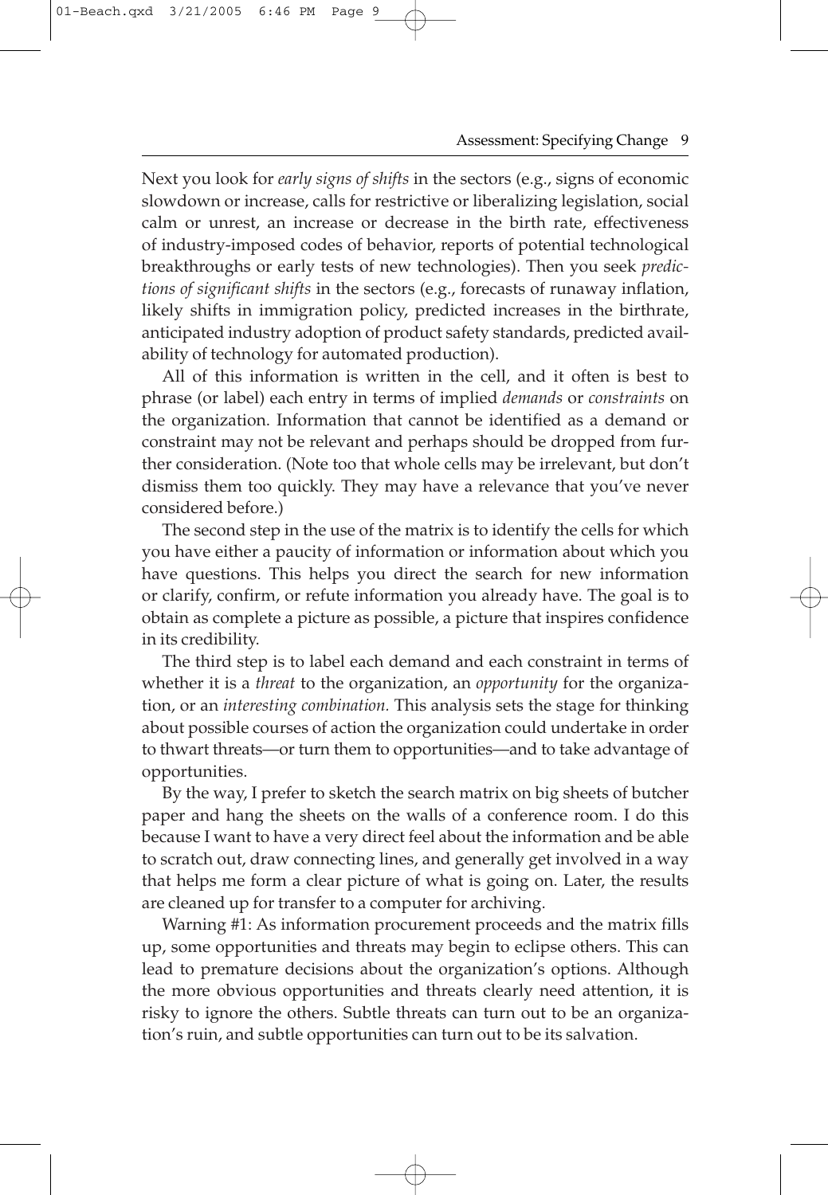Next you look for *early signs of shifts* in the sectors (e.g., signs of economic slowdown or increase, calls for restrictive or liberalizing legislation, social calm or unrest, an increase or decrease in the birth rate, effectiveness of industry-imposed codes of behavior, reports of potential technological breakthroughs or early tests of new technologies). Then you seek *predictions of significant shifts* in the sectors (e.g., forecasts of runaway inflation, likely shifts in immigration policy, predicted increases in the birthrate, anticipated industry adoption of product safety standards, predicted availability of technology for automated production).

All of this information is written in the cell, and it often is best to phrase (or label) each entry in terms of implied *demands* or *constraints* on the organization. Information that cannot be identified as a demand or constraint may not be relevant and perhaps should be dropped from further consideration. (Note too that whole cells may be irrelevant, but don't dismiss them too quickly. They may have a relevance that you've never considered before.)

The second step in the use of the matrix is to identify the cells for which you have either a paucity of information or information about which you have questions. This helps you direct the search for new information or clarify, confirm, or refute information you already have. The goal is to obtain as complete a picture as possible, a picture that inspires confidence in its credibility.

The third step is to label each demand and each constraint in terms of whether it is a *threat* to the organization, an *opportunity* for the organization, or an *interesting combination.* This analysis sets the stage for thinking about possible courses of action the organization could undertake in order to thwart threats—or turn them to opportunities—and to take advantage of opportunities.

By the way, I prefer to sketch the search matrix on big sheets of butcher paper and hang the sheets on the walls of a conference room. I do this because I want to have a very direct feel about the information and be able to scratch out, draw connecting lines, and generally get involved in a way that helps me form a clear picture of what is going on. Later, the results are cleaned up for transfer to a computer for archiving.

Warning #1: As information procurement proceeds and the matrix fills up, some opportunities and threats may begin to eclipse others. This can lead to premature decisions about the organization's options. Although the more obvious opportunities and threats clearly need attention, it is risky to ignore the others. Subtle threats can turn out to be an organization's ruin, and subtle opportunities can turn out to be its salvation.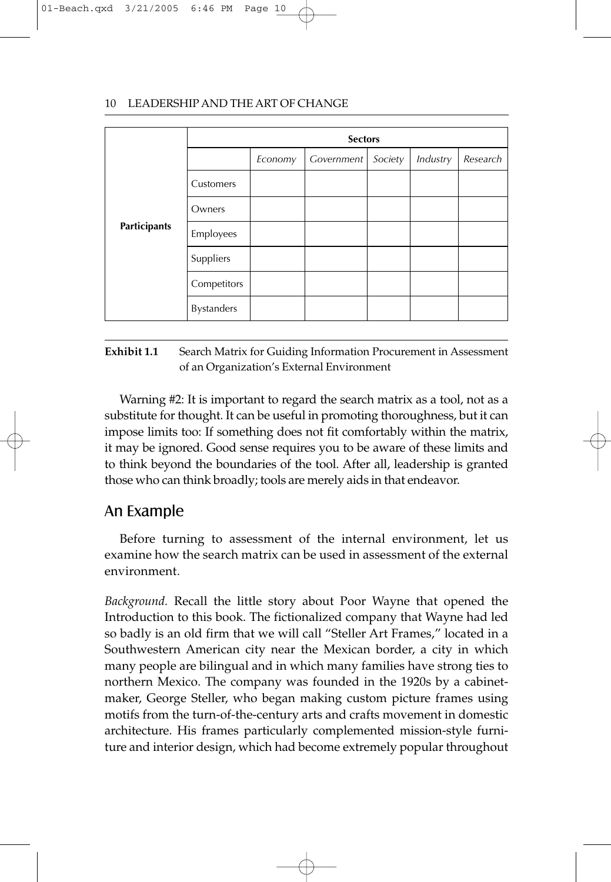| | | Sectors | | | | |
|---|---|---|---|---|---|---|
| | | *Economy* | *Government* | *Society* | *Industry* | *Research* |
| **Participants** | Customers | | | | | |
| | Owners | | | | | |
| | Employees | | | | | |
| | Suppliers | | | | | |
| | Competitors | | | | | |
| | Bystanders | | | | | |

**Exhibit 1.1** Search Matrix for Guiding Information Procurement in Assessment of an Organization's External Environment

Warning #2: It is important to regard the search matrix as a tool, not as a substitute for thought. It can be useful in promoting thoroughness, but it can impose limits too: If something does not fit comfortably within the matrix, it may be ignored. Good sense requires you to be aware of these limits and to think beyond the boundaries of the tool. After all, leadership is granted those who can think broadly; tools are merely aids in that endeavor.

## An Example

Before turning to assessment of the internal environment, let us examine how the search matrix can be used in assessment of the external environment.

*Background.* Recall the little story about Poor Wayne that opened the Introduction to this book. The fictionalized company that Wayne had led so badly is an old firm that we will call "Steller Art Frames," located in a Southwestern American city near the Mexican border, a city in which many people are bilingual and in which many families have strong ties to northern Mexico. The company was founded in the 1920s by a cabinet-maker, George Steller, who began making custom picture frames using motifs from the turn-of-the-century arts and crafts movement in domestic architecture. His frames particularly complemented mission-style furniture and interior design, which had become extremely popular throughout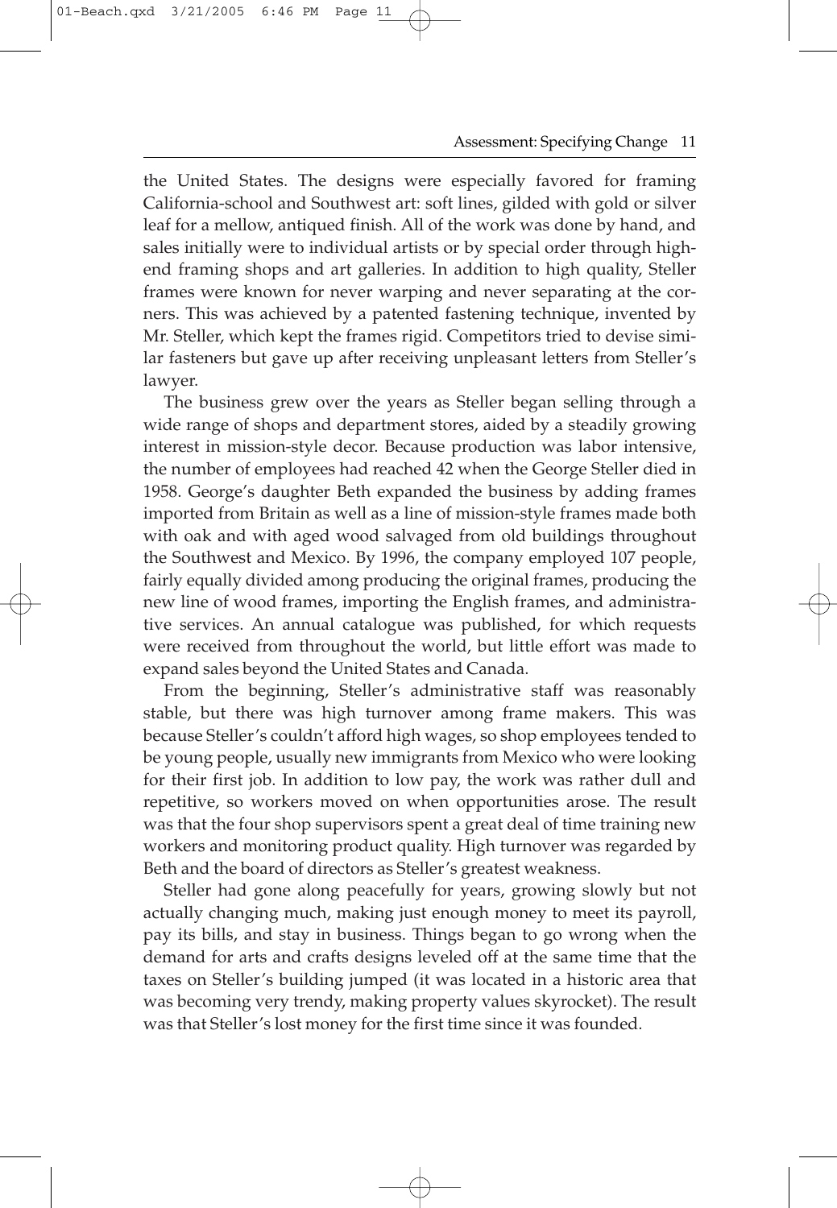the United States. The designs were especially favored for framing California-school and Southwest art: soft lines, gilded with gold or silver leaf for a mellow, antiqued finish. All of the work was done by hand, and sales initially were to individual artists or by special order through high-end framing shops and art galleries. In addition to high quality, Steller frames were known for never warping and never separating at the corners. This was achieved by a patented fastening technique, invented by Mr. Steller, which kept the frames rigid. Competitors tried to devise similar fasteners but gave up after receiving unpleasant letters from Steller's lawyer.

The business grew over the years as Steller began selling through a wide range of shops and department stores, aided by a steadily growing interest in mission-style decor. Because production was labor intensive, the number of employees had reached 42 when the George Steller died in 1958. George's daughter Beth expanded the business by adding frames imported from Britain as well as a line of mission-style frames made both with oak and with aged wood salvaged from old buildings throughout the Southwest and Mexico. By 1996, the company employed 107 people, fairly equally divided among producing the original frames, producing the new line of wood frames, importing the English frames, and administrative services. An annual catalogue was published, for which requests were received from throughout the world, but little effort was made to expand sales beyond the United States and Canada.

From the beginning, Steller's administrative staff was reasonably stable, but there was high turnover among frame makers. This was because Steller's couldn't afford high wages, so shop employees tended to be young people, usually new immigrants from Mexico who were looking for their first job. In addition to low pay, the work was rather dull and repetitive, so workers moved on when opportunities arose. The result was that the four shop supervisors spent a great deal of time training new workers and monitoring product quality. High turnover was regarded by Beth and the board of directors as Steller's greatest weakness.

Steller had gone along peacefully for years, growing slowly but not actually changing much, making just enough money to meet its payroll, pay its bills, and stay in business. Things began to go wrong when the demand for arts and crafts designs leveled off at the same time that the taxes on Steller's building jumped (it was located in a historic area that was becoming very trendy, making property values skyrocket). The result was that Steller's lost money for the first time since it was founded.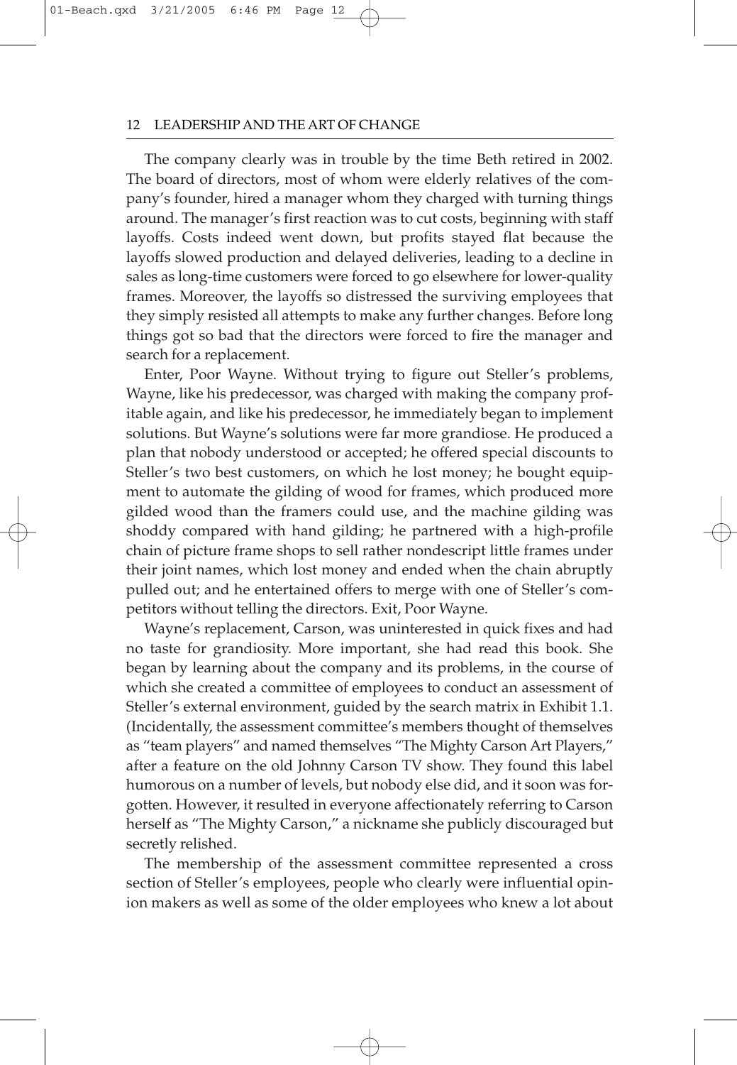The company clearly was in trouble by the time Beth retired in 2002. The board of directors, most of whom were elderly relatives of the company's founder, hired a manager whom they charged with turning things around. The manager's first reaction was to cut costs, beginning with staff layoffs. Costs indeed went down, but profits stayed flat because the layoffs slowed production and delayed deliveries, leading to a decline in sales as long-time customers were forced to go elsewhere for lower-quality frames. Moreover, the layoffs so distressed the surviving employees that they simply resisted all attempts to make any further changes. Before long things got so bad that the directors were forced to fire the manager and search for a replacement.

Enter, Poor Wayne. Without trying to figure out Steller's problems, Wayne, like his predecessor, was charged with making the company profitable again, and like his predecessor, he immediately began to implement solutions. But Wayne's solutions were far more grandiose. He produced a plan that nobody understood or accepted; he offered special discounts to Steller's two best customers, on which he lost money; he bought equipment to automate the gilding of wood for frames, which produced more gilded wood than the framers could use, and the machine gilding was shoddy compared with hand gilding; he partnered with a high-profile chain of picture frame shops to sell rather nondescript little frames under their joint names, which lost money and ended when the chain abruptly pulled out; and he entertained offers to merge with one of Steller's competitors without telling the directors. Exit, Poor Wayne.

Wayne's replacement, Carson, was uninterested in quick fixes and had no taste for grandiosity. More important, she had read this book. She began by learning about the company and its problems, in the course of which she created a committee of employees to conduct an assessment of Steller's external environment, guided by the search matrix in Exhibit 1.1. (Incidentally, the assessment committee's members thought of themselves as "team players" and named themselves "The Mighty Carson Art Players," after a feature on the old Johnny Carson TV show. They found this label humorous on a number of levels, but nobody else did, and it soon was forgotten. However, it resulted in everyone affectionately referring to Carson herself as "The Mighty Carson," a nickname she publicly discouraged but secretly relished.

The membership of the assessment committee represented a cross section of Steller's employees, people who clearly were influential opinion makers as well as some of the older employees who knew a lot about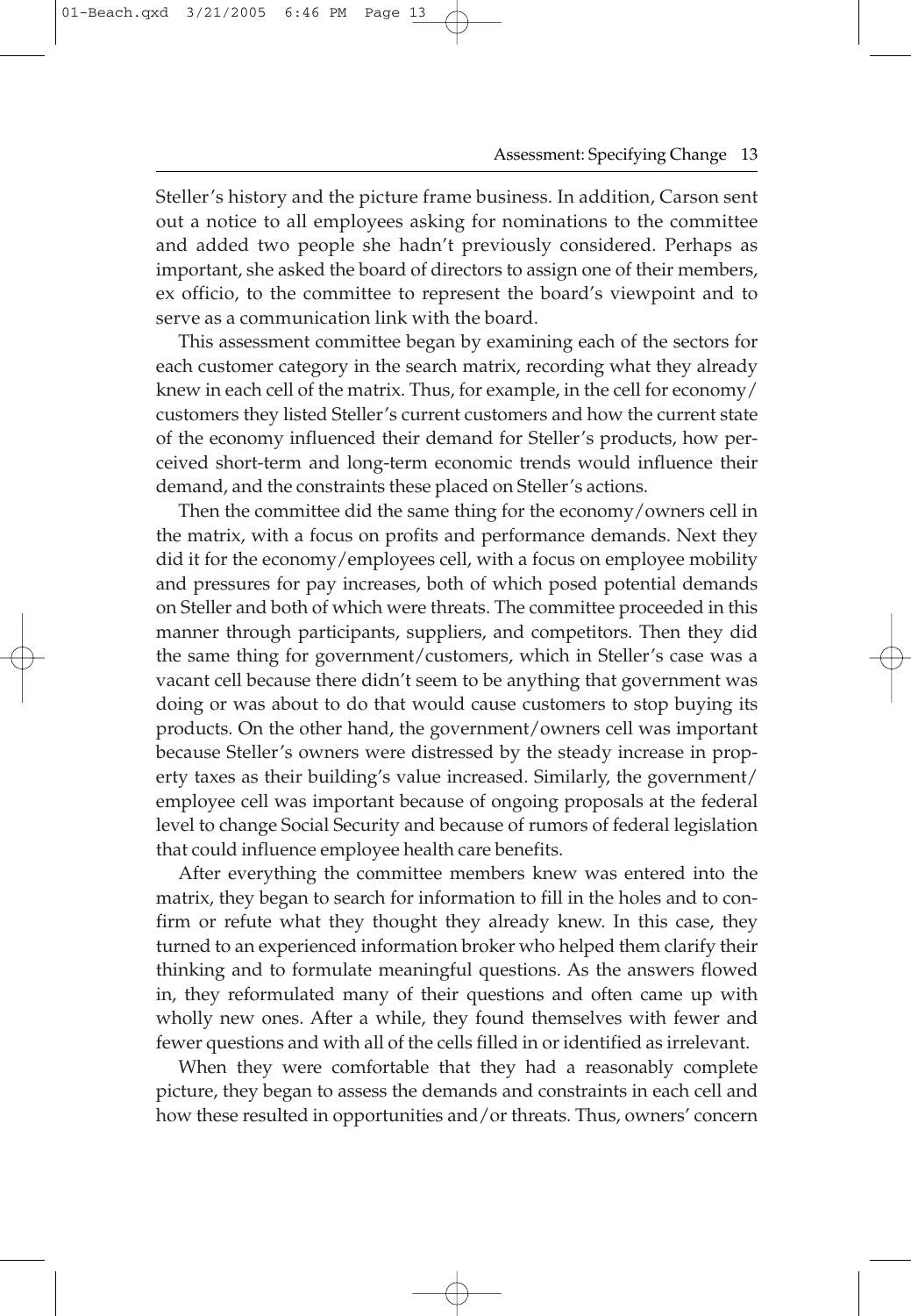Steller's history and the picture frame business. In addition, Carson sent out a notice to all employees asking for nominations to the committee and added two people she hadn't previously considered. Perhaps as important, she asked the board of directors to assign one of their members, ex officio, to the committee to represent the board's viewpoint and to serve as a communication link with the board.

This assessment committee began by examining each of the sectors for each customer category in the search matrix, recording what they already knew in each cell of the matrix. Thus, for example, in the cell for economy/customers they listed Steller's current customers and how the current state of the economy influenced their demand for Steller's products, how perceived short-term and long-term economic trends would influence their demand, and the constraints these placed on Steller's actions.

Then the committee did the same thing for the economy/owners cell in the matrix, with a focus on profits and performance demands. Next they did it for the economy/employees cell, with a focus on employee mobility and pressures for pay increases, both of which posed potential demands on Steller and both of which were threats. The committee proceeded in this manner through participants, suppliers, and competitors. Then they did the same thing for government/customers, which in Steller's case was a vacant cell because there didn't seem to be anything that government was doing or was about to do that would cause customers to stop buying its products. On the other hand, the government/owners cell was important because Steller's owners were distressed by the steady increase in property taxes as their building's value increased. Similarly, the government/employee cell was important because of ongoing proposals at the federal level to change Social Security and because of rumors of federal legislation that could influence employee health care benefits.

After everything the committee members knew was entered into the matrix, they began to search for information to fill in the holes and to confirm or refute what they thought they already knew. In this case, they turned to an experienced information broker who helped them clarify their thinking and to formulate meaningful questions. As the answers flowed in, they reformulated many of their questions and often came up with wholly new ones. After a while, they found themselves with fewer and fewer questions and with all of the cells filled in or identified as irrelevant.

When they were comfortable that they had a reasonably complete picture, they began to assess the demands and constraints in each cell and how these resulted in opportunities and/or threats. Thus, owners' concern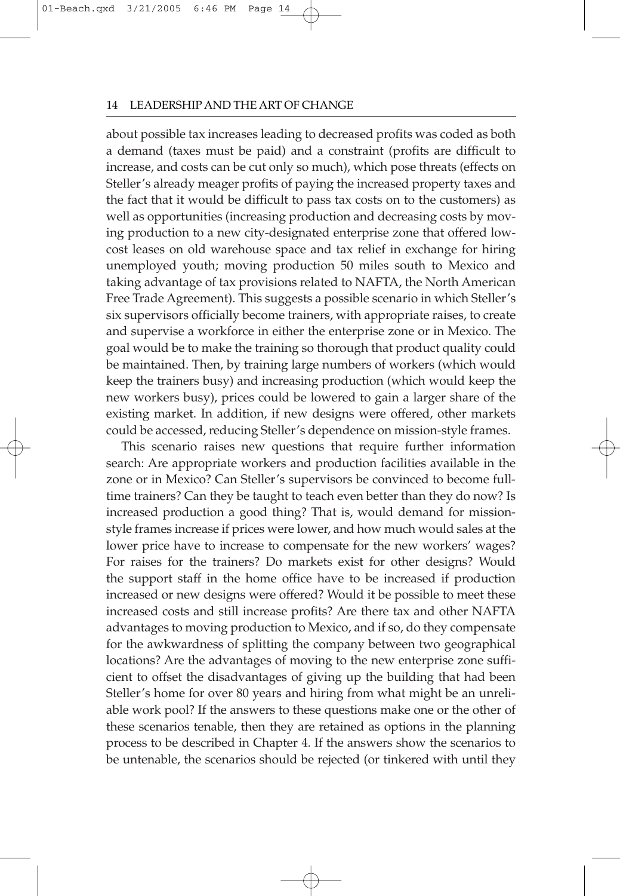about possible tax increases leading to decreased profits was coded as both a demand (taxes must be paid) and a constraint (profits are difficult to increase, and costs can be cut only so much), which pose threats (effects on Steller's already meager profits of paying the increased property taxes and the fact that it would be difficult to pass tax costs on to the customers) as well as opportunities (increasing production and decreasing costs by moving production to a new city-designated enterprise zone that offered low-cost leases on old warehouse space and tax relief in exchange for hiring unemployed youth; moving production 50 miles south to Mexico and taking advantage of tax provisions related to NAFTA, the North American Free Trade Agreement). This suggests a possible scenario in which Steller's six supervisors officially become trainers, with appropriate raises, to create and supervise a workforce in either the enterprise zone or in Mexico. The goal would be to make the training so thorough that product quality could be maintained. Then, by training large numbers of workers (which would keep the trainers busy) and increasing production (which would keep the new workers busy), prices could be lowered to gain a larger share of the existing market. In addition, if new designs were offered, other markets could be accessed, reducing Steller's dependence on mission-style frames.

This scenario raises new questions that require further information search: Are appropriate workers and production facilities available in the zone or in Mexico? Can Steller's supervisors be convinced to become full-time trainers? Can they be taught to teach even better than they do now? Is increased production a good thing? That is, would demand for mission-style frames increase if prices were lower, and how much would sales at the lower price have to increase to compensate for the new workers' wages? For raises for the trainers? Do markets exist for other designs? Would the support staff in the home office have to be increased if production increased or new designs were offered? Would it be possible to meet these increased costs and still increase profits? Are there tax and other NAFTA advantages to moving production to Mexico, and if so, do they compensate for the awkwardness of splitting the company between two geographical locations? Are the advantages of moving to the new enterprise zone sufficient to offset the disadvantages of giving up the building that had been Steller's home for over 80 years and hiring from what might be an unreliable work pool? If the answers to these questions make one or the other of these scenarios tenable, then they are retained as options in the planning process to be described in Chapter 4. If the answers show the scenarios to be untenable, the scenarios should be rejected (or tinkered with until they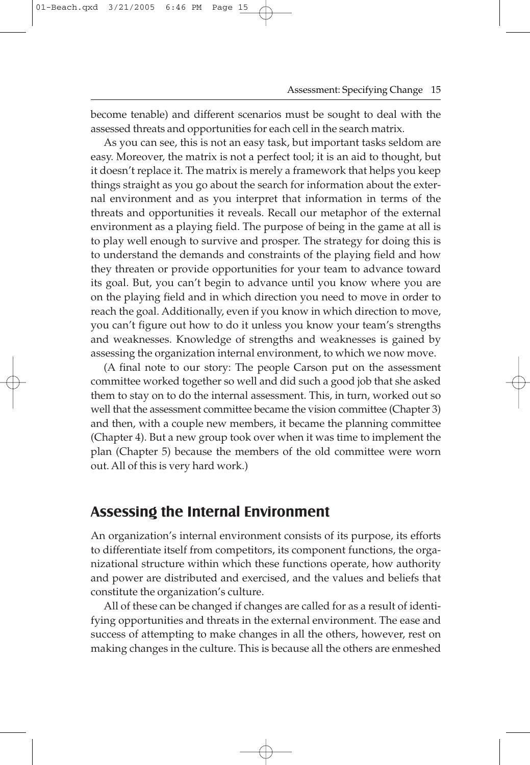become tenable) and different scenarios must be sought to deal with the assessed threats and opportunities for each cell in the search matrix.

As you can see, this is not an easy task, but important tasks seldom are easy. Moreover, the matrix is not a perfect tool; it is an aid to thought, but it doesn't replace it. The matrix is merely a framework that helps you keep things straight as you go about the search for information about the external environment and as you interpret that information in terms of the threats and opportunities it reveals. Recall our metaphor of the external environment as a playing field. The purpose of being in the game at all is to play well enough to survive and prosper. The strategy for doing this is to understand the demands and constraints of the playing field and how they threaten or provide opportunities for your team to advance toward its goal. But, you can't begin to advance until you know where you are on the playing field and in which direction you need to move in order to reach the goal. Additionally, even if you know in which direction to move, you can't figure out how to do it unless you know your team's strengths and weaknesses. Knowledge of strengths and weaknesses is gained by assessing the organization internal environment, to which we now move.

(A final note to our story: The people Carson put on the assessment committee worked together so well and did such a good job that she asked them to stay on to do the internal assessment. This, in turn, worked out so well that the assessment committee became the vision committee (Chapter 3) and then, with a couple new members, it became the planning committee (Chapter 4). But a new group took over when it was time to implement the plan (Chapter 5) because the members of the old committee were worn out. All of this is very hard work.)

## Assessing the Internal Environment

An organization's internal environment consists of its purpose, its efforts to differentiate itself from competitors, its component functions, the organizational structure within which these functions operate, how authority and power are distributed and exercised, and the values and beliefs that constitute the organization's culture.

All of these can be changed if changes are called for as a result of identifying opportunities and threats in the external environment. The ease and success of attempting to make changes in all the others, however, rest on making changes in the culture. This is because all the others are enmeshed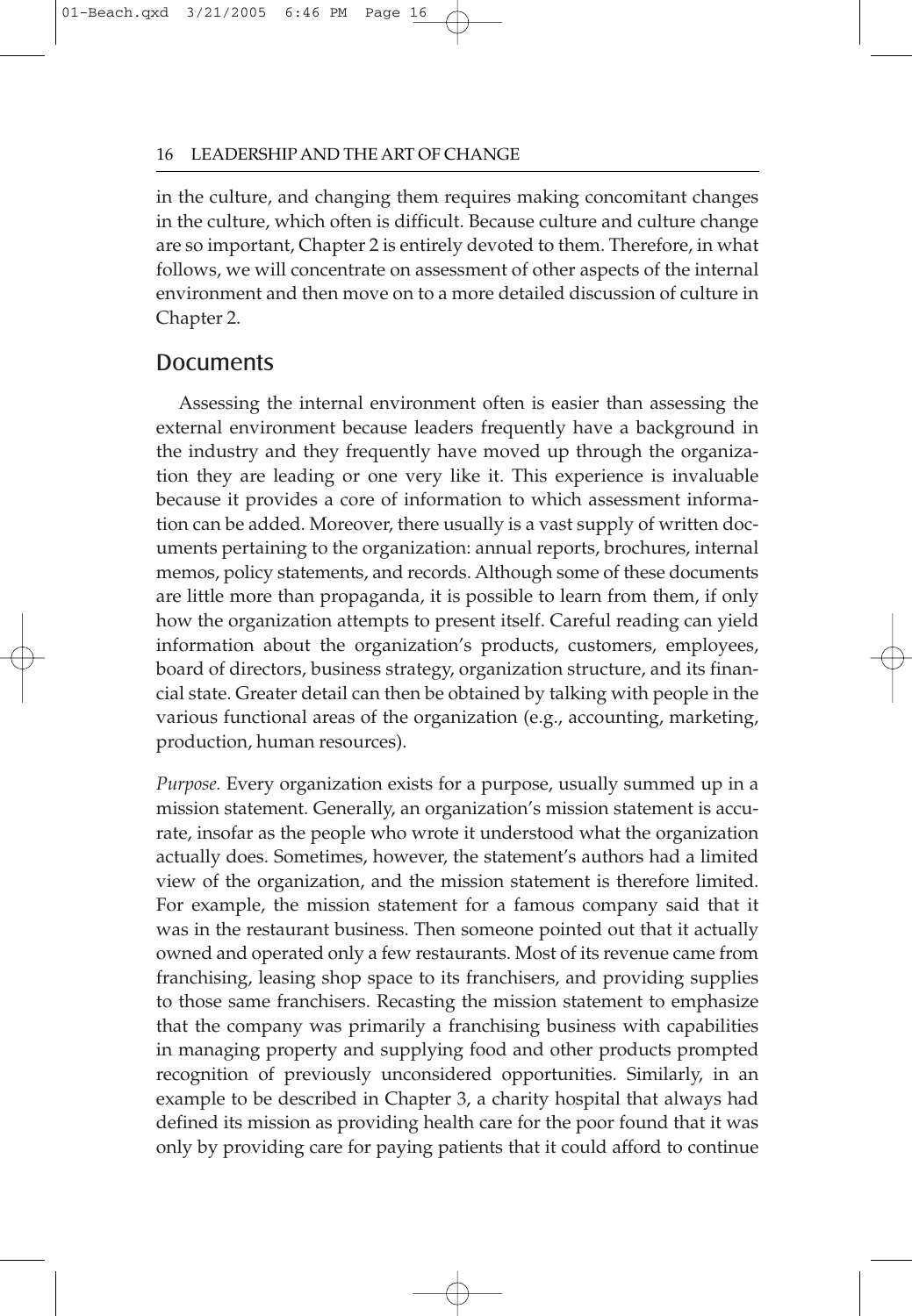in the culture, and changing them requires making concomitant changes in the culture, which often is difficult. Because culture and culture change are so important, Chapter 2 is entirely devoted to them. Therefore, in what follows, we will concentrate on assessment of other aspects of the internal environment and then move on to a more detailed discussion of culture in Chapter 2.

## Documents

Assessing the internal environment often is easier than assessing the external environment because leaders frequently have a background in the industry and they frequently have moved up through the organization they are leading or one very like it. This experience is invaluable because it provides a core of information to which assessment information can be added. Moreover, there usually is a vast supply of written documents pertaining to the organization: annual reports, brochures, internal memos, policy statements, and records. Although some of these documents are little more than propaganda, it is possible to learn from them, if only how the organization attempts to present itself. Careful reading can yield information about the organization's products, customers, employees, board of directors, business strategy, organization structure, and its financial state. Greater detail can then be obtained by talking with people in the various functional areas of the organization (e.g., accounting, marketing, production, human resources).

*Purpose.* Every organization exists for a purpose, usually summed up in a mission statement. Generally, an organization's mission statement is accurate, insofar as the people who wrote it understood what the organization actually does. Sometimes, however, the statement's authors had a limited view of the organization, and the mission statement is therefore limited. For example, the mission statement for a famous company said that it was in the restaurant business. Then someone pointed out that it actually owned and operated only a few restaurants. Most of its revenue came from franchising, leasing shop space to its franchisers, and providing supplies to those same franchisers. Recasting the mission statement to emphasize that the company was primarily a franchising business with capabilities in managing property and supplying food and other products prompted recognition of previously unconsidered opportunities. Similarly, in an example to be described in Chapter 3, a charity hospital that always had defined its mission as providing health care for the poor found that it was only by providing care for paying patients that it could afford to continue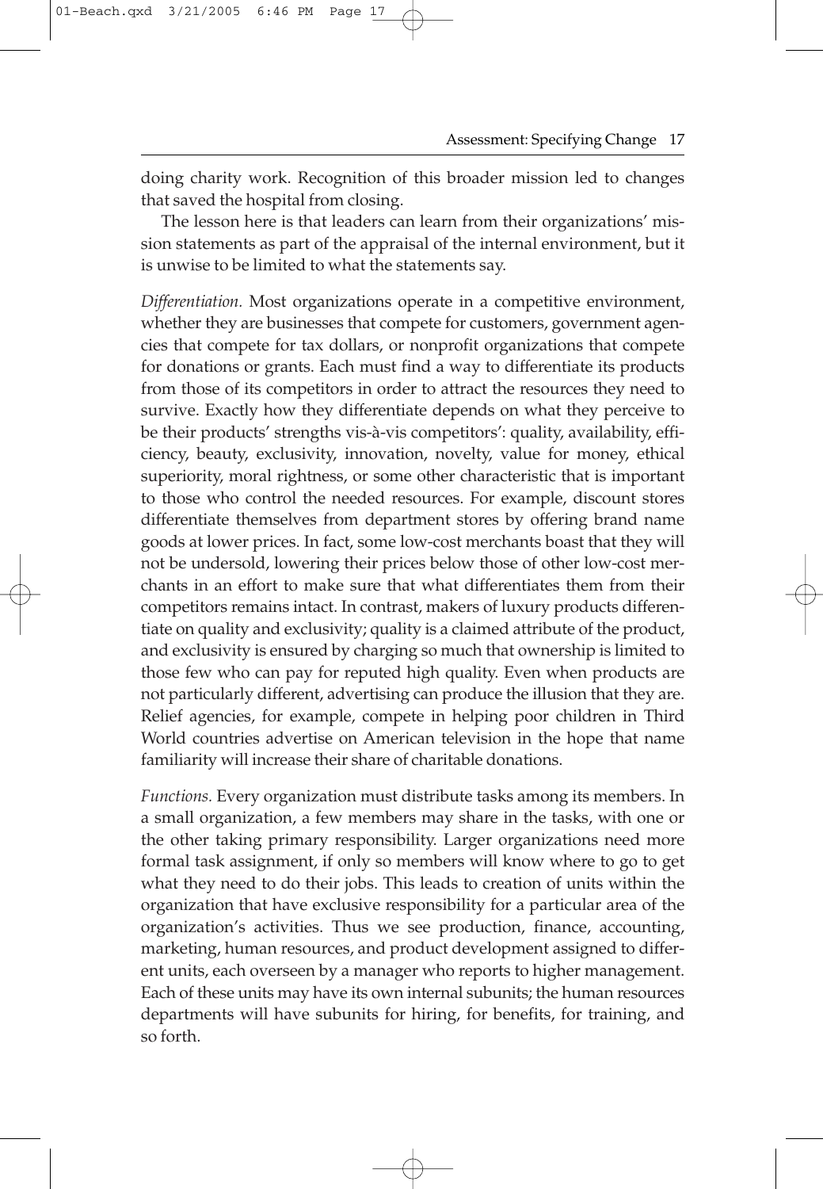doing charity work. Recognition of this broader mission led to changes that saved the hospital from closing.

The lesson here is that leaders can learn from their organizations' mission statements as part of the appraisal of the internal environment, but it is unwise to be limited to what the statements say.

*Differentiation.* Most organizations operate in a competitive environment, whether they are businesses that compete for customers, government agencies that compete for tax dollars, or nonprofit organizations that compete for donations or grants. Each must find a way to differentiate its products from those of its competitors in order to attract the resources they need to survive. Exactly how they differentiate depends on what they perceive to be their products' strengths vis-à-vis competitors': quality, availability, efficiency, beauty, exclusivity, innovation, novelty, value for money, ethical superiority, moral rightness, or some other characteristic that is important to those who control the needed resources. For example, discount stores differentiate themselves from department stores by offering brand name goods at lower prices. In fact, some low-cost merchants boast that they will not be undersold, lowering their prices below those of other low-cost merchants in an effort to make sure that what differentiates them from their competitors remains intact. In contrast, makers of luxury products differentiate on quality and exclusivity; quality is a claimed attribute of the product, and exclusivity is ensured by charging so much that ownership is limited to those few who can pay for reputed high quality. Even when products are not particularly different, advertising can produce the illusion that they are. Relief agencies, for example, compete in helping poor children in Third World countries advertise on American television in the hope that name familiarity will increase their share of charitable donations.

*Functions.* Every organization must distribute tasks among its members. In a small organization, a few members may share in the tasks, with one or the other taking primary responsibility. Larger organizations need more formal task assignment, if only so members will know where to go to get what they need to do their jobs. This leads to creation of units within the organization that have exclusive responsibility for a particular area of the organization's activities. Thus we see production, finance, accounting, marketing, human resources, and product development assigned to different units, each overseen by a manager who reports to higher management. Each of these units may have its own internal subunits; the human resources departments will have subunits for hiring, for benefits, for training, and so forth.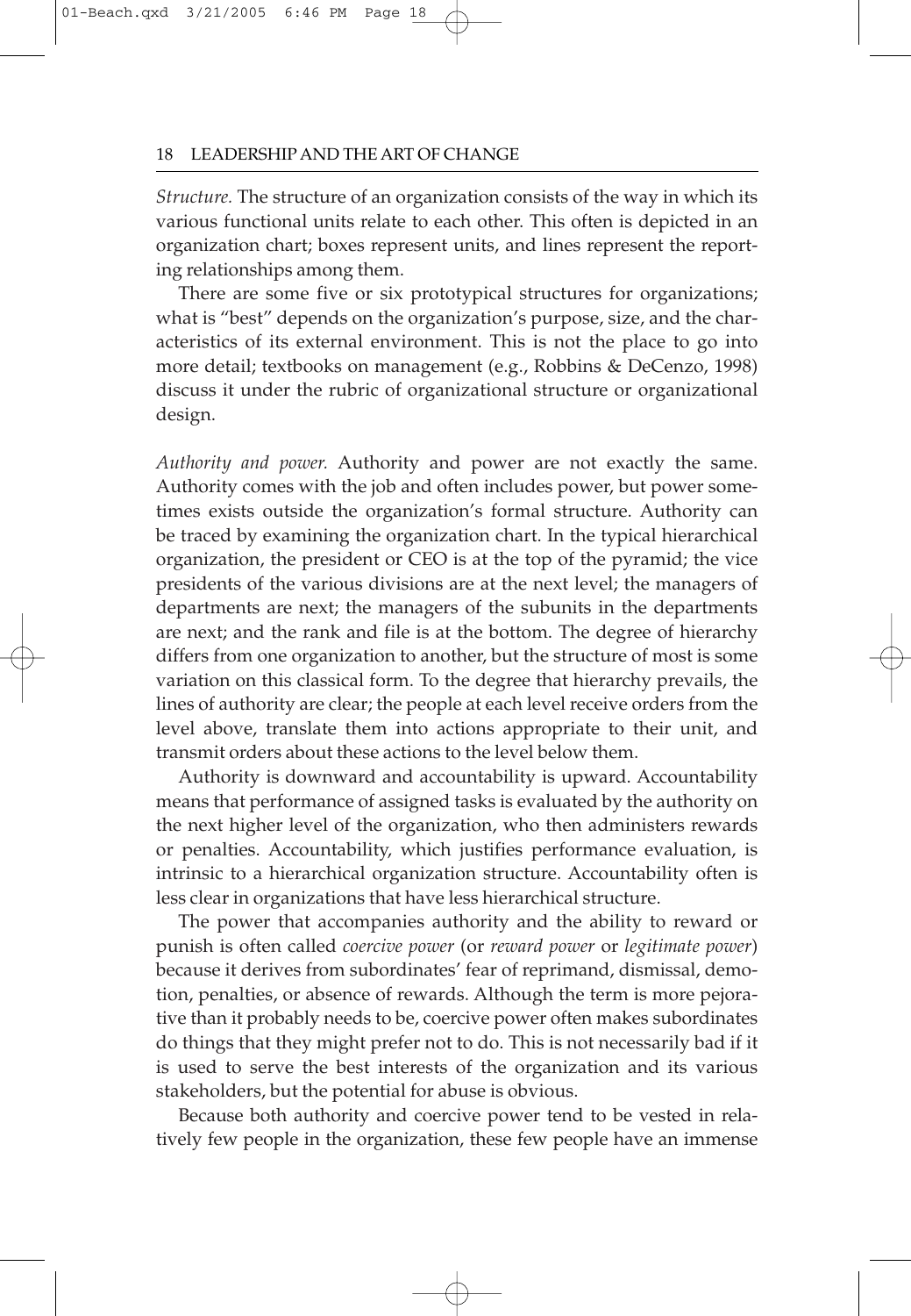*Structure.* The structure of an organization consists of the way in which its various functional units relate to each other. This often is depicted in an organization chart; boxes represent units, and lines represent the reporting relationships among them.

There are some five or six prototypical structures for organizations; what is "best" depends on the organization's purpose, size, and the characteristics of its external environment. This is not the place to go into more detail; textbooks on management (e.g., Robbins & DeCenzo, 1998) discuss it under the rubric of organizational structure or organizational design.

*Authority and power.* Authority and power are not exactly the same. Authority comes with the job and often includes power, but power sometimes exists outside the organization's formal structure. Authority can be traced by examining the organization chart. In the typical hierarchical organization, the president or CEO is at the top of the pyramid; the vice presidents of the various divisions are at the next level; the managers of departments are next; the managers of the subunits in the departments are next; and the rank and file is at the bottom. The degree of hierarchy differs from one organization to another, but the structure of most is some variation on this classical form. To the degree that hierarchy prevails, the lines of authority are clear; the people at each level receive orders from the level above, translate them into actions appropriate to their unit, and transmit orders about these actions to the level below them.

Authority is downward and accountability is upward. Accountability means that performance of assigned tasks is evaluated by the authority on the next higher level of the organization, who then administers rewards or penalties. Accountability, which justifies performance evaluation, is intrinsic to a hierarchical organization structure. Accountability often is less clear in organizations that have less hierarchical structure.

The power that accompanies authority and the ability to reward or punish is often called *coercive power* (or *reward power* or *legitimate power*) because it derives from subordinates' fear of reprimand, dismissal, demotion, penalties, or absence of rewards. Although the term is more pejorative than it probably needs to be, coercive power often makes subordinates do things that they might prefer not to do. This is not necessarily bad if it is used to serve the best interests of the organization and its various stakeholders, but the potential for abuse is obvious.

Because both authority and coercive power tend to be vested in relatively few people in the organization, these few people have an immense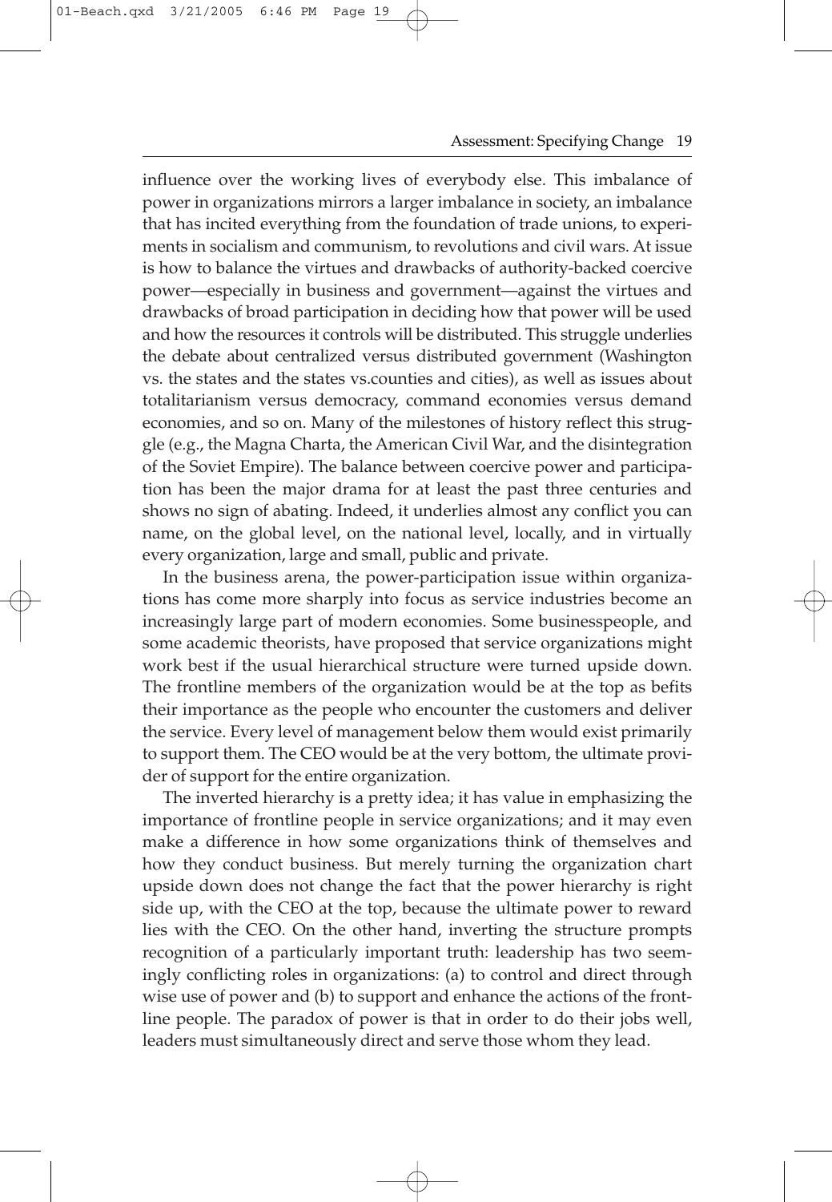influence over the working lives of everybody else. This imbalance of power in organizations mirrors a larger imbalance in society, an imbalance that has incited everything from the foundation of trade unions, to experiments in socialism and communism, to revolutions and civil wars. At issue is how to balance the virtues and drawbacks of authority-backed coercive power—especially in business and government—against the virtues and drawbacks of broad participation in deciding how that power will be used and how the resources it controls will be distributed. This struggle underlies the debate about centralized versus distributed government (Washington vs. the states and the states vs.counties and cities), as well as issues about totalitarianism versus democracy, command economies versus demand economies, and so on. Many of the milestones of history reflect this struggle (e.g., the Magna Charta, the American Civil War, and the disintegration of the Soviet Empire). The balance between coercive power and participation has been the major drama for at least the past three centuries and shows no sign of abating. Indeed, it underlies almost any conflict you can name, on the global level, on the national level, locally, and in virtually every organization, large and small, public and private.

In the business arena, the power-participation issue within organizations has come more sharply into focus as service industries become an increasingly large part of modern economies. Some businesspeople, and some academic theorists, have proposed that service organizations might work best if the usual hierarchical structure were turned upside down. The frontline members of the organization would be at the top as befits their importance as the people who encounter the customers and deliver the service. Every level of management below them would exist primarily to support them. The CEO would be at the very bottom, the ultimate provider of support for the entire organization.

The inverted hierarchy is a pretty idea; it has value in emphasizing the importance of frontline people in service organizations; and it may even make a difference in how some organizations think of themselves and how they conduct business. But merely turning the organization chart upside down does not change the fact that the power hierarchy is right side up, with the CEO at the top, because the ultimate power to reward lies with the CEO. On the other hand, inverting the structure prompts recognition of a particularly important truth: leadership has two seemingly conflicting roles in organizations: (a) to control and direct through wise use of power and (b) to support and enhance the actions of the frontline people. The paradox of power is that in order to do their jobs well, leaders must simultaneously direct and serve those whom they lead.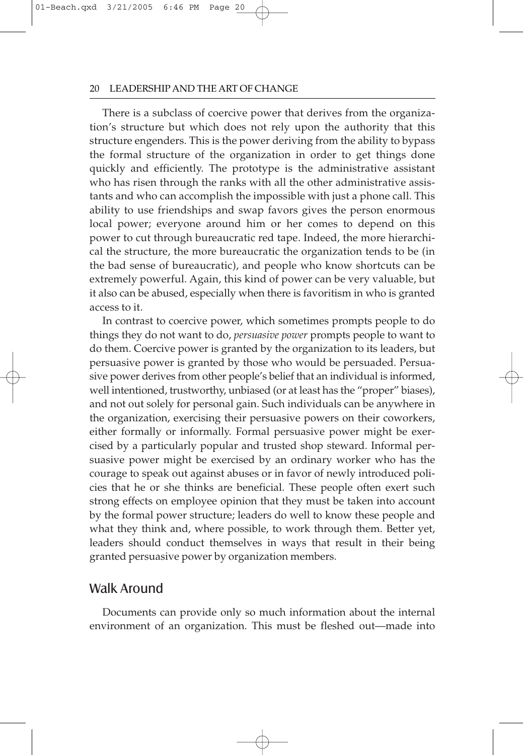There is a subclass of coercive power that derives from the organization's structure but which does not rely upon the authority that this structure engenders. This is the power deriving from the ability to bypass the formal structure of the organization in order to get things done quickly and efficiently. The prototype is the administrative assistant who has risen through the ranks with all the other administrative assistants and who can accomplish the impossible with just a phone call. This ability to use friendships and swap favors gives the person enormous local power; everyone around him or her comes to depend on this power to cut through bureaucratic red tape. Indeed, the more hierarchical the structure, the more bureaucratic the organization tends to be (in the bad sense of bureaucratic), and people who know shortcuts can be extremely powerful. Again, this kind of power can be very valuable, but it also can be abused, especially when there is favoritism in who is granted access to it.

In contrast to coercive power, which sometimes prompts people to do things they do not want to do, *persuasive power* prompts people to want to do them. Coercive power is granted by the organization to its leaders, but persuasive power is granted by those who would be persuaded. Persuasive power derives from other people's belief that an individual is informed, well intentioned, trustworthy, unbiased (or at least has the "proper" biases), and not out solely for personal gain. Such individuals can be anywhere in the organization, exercising their persuasive powers on their coworkers, either formally or informally. Formal persuasive power might be exercised by a particularly popular and trusted shop steward. Informal persuasive power might be exercised by an ordinary worker who has the courage to speak out against abuses or in favor of newly introduced policies that he or she thinks are beneficial. These people often exert such strong effects on employee opinion that they must be taken into account by the formal power structure; leaders do well to know these people and what they think and, where possible, to work through them. Better yet, leaders should conduct themselves in ways that result in their being granted persuasive power by organization members.

## Walk Around

Documents can provide only so much information about the internal environment of an organization. This must be fleshed out—made into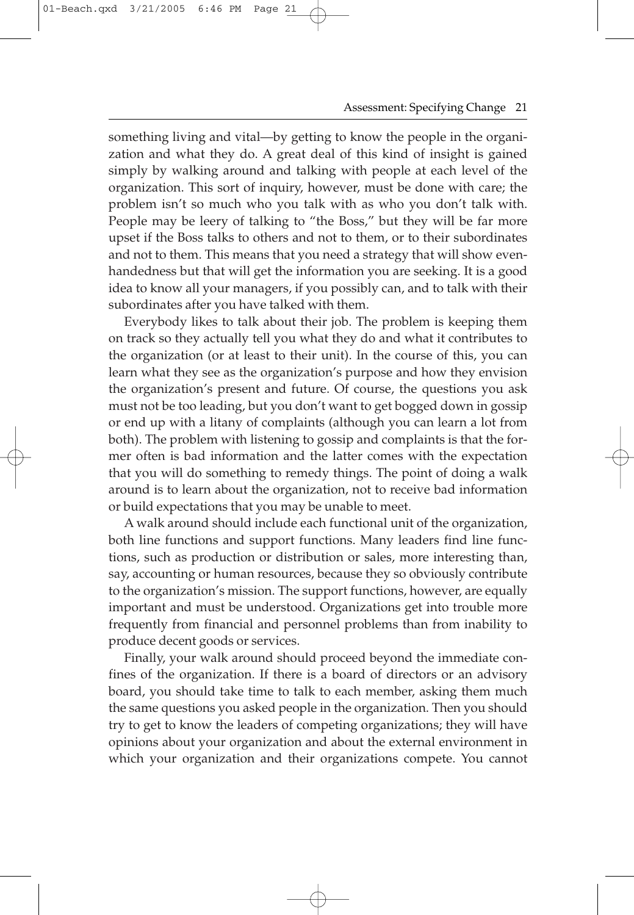something living and vital—by getting to know the people in the organization and what they do. A great deal of this kind of insight is gained simply by walking around and talking with people at each level of the organization. This sort of inquiry, however, must be done with care; the problem isn't so much who you talk with as who you don't talk with. People may be leery of talking to "the Boss," but they will be far more upset if the Boss talks to others and not to them, or to their subordinates and not to them. This means that you need a strategy that will show evenhandedness but that will get the information you are seeking. It is a good idea to know all your managers, if you possibly can, and to talk with their subordinates after you have talked with them.

Everybody likes to talk about their job. The problem is keeping them on track so they actually tell you what they do and what it contributes to the organization (or at least to their unit). In the course of this, you can learn what they see as the organization's purpose and how they envision the organization's present and future. Of course, the questions you ask must not be too leading, but you don't want to get bogged down in gossip or end up with a litany of complaints (although you can learn a lot from both). The problem with listening to gossip and complaints is that the former often is bad information and the latter comes with the expectation that you will do something to remedy things. The point of doing a walk around is to learn about the organization, not to receive bad information or build expectations that you may be unable to meet.

A walk around should include each functional unit of the organization, both line functions and support functions. Many leaders find line functions, such as production or distribution or sales, more interesting than, say, accounting or human resources, because they so obviously contribute to the organization's mission. The support functions, however, are equally important and must be understood. Organizations get into trouble more frequently from financial and personnel problems than from inability to produce decent goods or services.

Finally, your walk around should proceed beyond the immediate confines of the organization. If there is a board of directors or an advisory board, you should take time to talk to each member, asking them much the same questions you asked people in the organization. Then you should try to get to know the leaders of competing organizations; they will have opinions about your organization and about the external environment in which your organization and their organizations compete. You cannot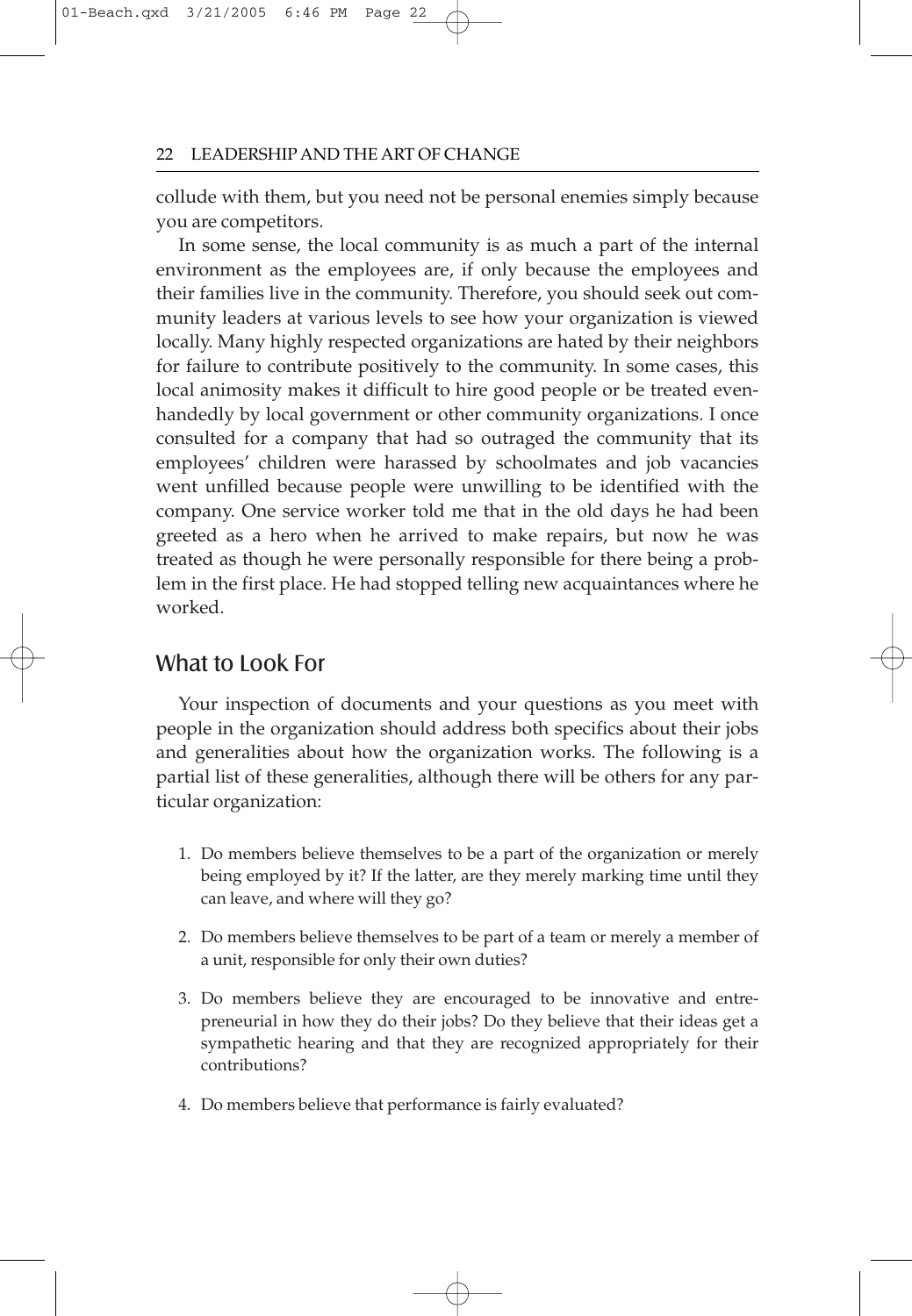collude with them, but you need not be personal enemies simply because you are competitors.

In some sense, the local community is as much a part of the internal environment as the employees are, if only because the employees and their families live in the community. Therefore, you should seek out community leaders at various levels to see how your organization is viewed locally. Many highly respected organizations are hated by their neighbors for failure to contribute positively to the community. In some cases, this local animosity makes it difficult to hire good people or be treated evenhandedly by local government or other community organizations. I once consulted for a company that had so outraged the community that its employees' children were harassed by schoolmates and job vacancies went unfilled because people were unwilling to be identified with the company. One service worker told me that in the old days he had been greeted as a hero when he arrived to make repairs, but now he was treated as though he were personally responsible for there being a problem in the first place. He had stopped telling new acquaintances where he worked.

## What to Look For

Your inspection of documents and your questions as you meet with people in the organization should address both specifics about their jobs and generalities about how the organization works. The following is a partial list of these generalities, although there will be others for any particular organization:

1. Do members believe themselves to be a part of the organization or merely being employed by it? If the latter, are they merely marking time until they can leave, and where will they go?
2. Do members believe themselves to be part of a team or merely a member of a unit, responsible for only their own duties?
3. Do members believe they are encouraged to be innovative and entrepreneurial in how they do their jobs? Do they believe that their ideas get a sympathetic hearing and that they are recognized appropriately for their contributions?
4. Do members believe that performance is fairly evaluated?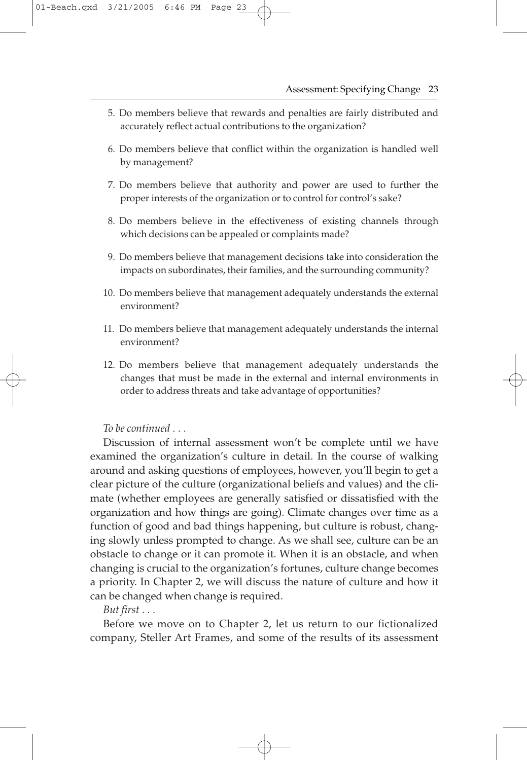5. Do members believe that rewards and penalties are fairly distributed and accurately reflect actual contributions to the organization?
6. Do members believe that conflict within the organization is handled well by management?
7. Do members believe that authority and power are used to further the proper interests of the organization or to control for control's sake?
8. Do members believe in the effectiveness of existing channels through which decisions can be appealed or complaints made?
9. Do members believe that management decisions take into consideration the impacts on subordinates, their families, and the surrounding community?
10. Do members believe that management adequately understands the external environment?
11. Do members believe that management adequately understands the internal environment?
12. Do members believe that management adequately understands the changes that must be made in the external and internal environments in order to address threats and take advantage of opportunities?

*To be continued . . .*

Discussion of internal assessment won't be complete until we have examined the organization's culture in detail. In the course of walking around and asking questions of employees, however, you'll begin to get a clear picture of the culture (organizational beliefs and values) and the climate (whether employees are generally satisfied or dissatisfied with the organization and how things are going). Climate changes over time as a function of good and bad things happening, but culture is robust, changing slowly unless prompted to change. As we shall see, culture can be an obstacle to change or it can promote it. When it is an obstacle, and when changing is crucial to the organization's fortunes, culture change becomes a priority. In Chapter 2, we will discuss the nature of culture and how it can be changed when change is required.

*But first . . .*

Before we move on to Chapter 2, let us return to our fictionalized company, Steller Art Frames, and some of the results of its assessment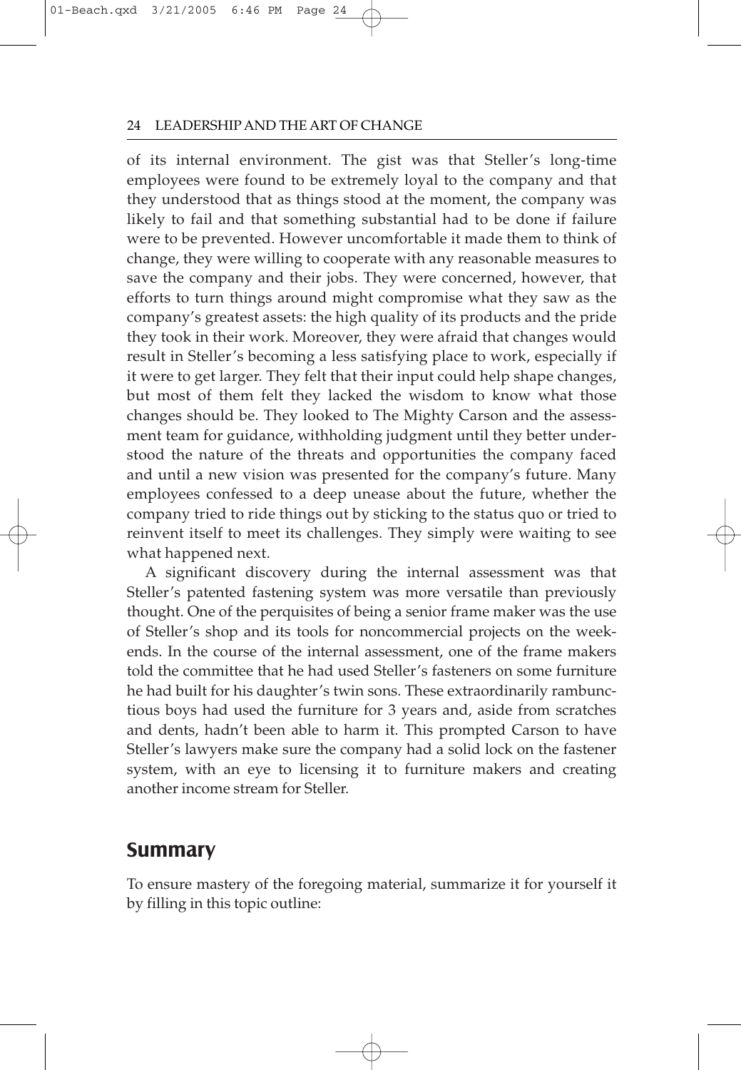of its internal environment. The gist was that Steller's long-time employees were found to be extremely loyal to the company and that they understood that as things stood at the moment, the company was likely to fail and that something substantial had to be done if failure were to be prevented. However uncomfortable it made them to think of change, they were willing to cooperate with any reasonable measures to save the company and their jobs. They were concerned, however, that efforts to turn things around might compromise what they saw as the company's greatest assets: the high quality of its products and the pride they took in their work. Moreover, they were afraid that changes would result in Steller's becoming a less satisfying place to work, especially if it were to get larger. They felt that their input could help shape changes, but most of them felt they lacked the wisdom to know what those changes should be. They looked to The Mighty Carson and the assessment team for guidance, withholding judgment until they better understood the nature of the threats and opportunities the company faced and until a new vision was presented for the company's future. Many employees confessed to a deep unease about the future, whether the company tried to ride things out by sticking to the status quo or tried to reinvent itself to meet its challenges. They simply were waiting to see what happened next.

A significant discovery during the internal assessment was that Steller's patented fastening system was more versatile than previously thought. One of the perquisites of being a senior frame maker was the use of Steller's shop and its tools for noncommercial projects on the weekends. In the course of the internal assessment, one of the frame makers told the committee that he had used Steller's fasteners on some furniture he had built for his daughter's twin sons. These extraordinarily rambunctious boys had used the furniture for 3 years and, aside from scratches and dents, hadn't been able to harm it. This prompted Carson to have Steller's lawyers make sure the company had a solid lock on the fastener system, with an eye to licensing it to furniture makers and creating another income stream for Steller.

## Summary

To ensure mastery of the foregoing material, summarize it for yourself it by filling in this topic outline: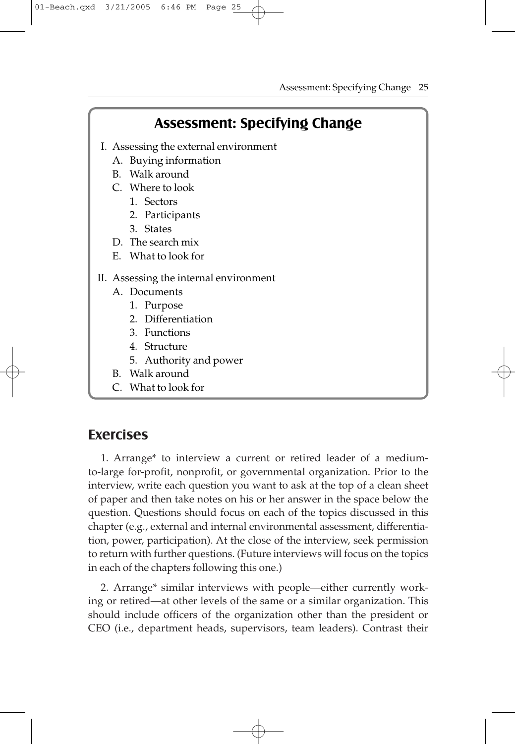## Assessment: Specifying Change

- I. Assessing the external environment
  - A. Buying information
  - B. Walk around
  - C. Where to look
    - 1. Sectors
    - 2. Participants
    - 3. States
  - D. The search mix
  - E. What to look for
- II. Assessing the internal environment
  - A. Documents
    - 1. Purpose
    - 2. Differentiation
    - 3. Functions
    - 4. Structure
    - 5. Authority and power
  - B. Walk around
  - C. What to look for

## Exercises

1. Arrange* to interview a current or retired leader of a medium-to-large for-profit, nonprofit, or governmental organization. Prior to the interview, write each question you want to ask at the top of a clean sheet of paper and then take notes on his or her answer in the space below the question. Questions should focus on each of the topics discussed in this chapter (e.g., external and internal environmental assessment, differentiation, power, participation). At the close of the interview, seek permission to return with further questions. (Future interviews will focus on the topics in each of the chapters following this one.)

2. Arrange* similar interviews with people—either currently working or retired—at other levels of the same or a similar organization. This should include officers of the organization other than the president or CEO (i.e., department heads, supervisors, team leaders). Contrast their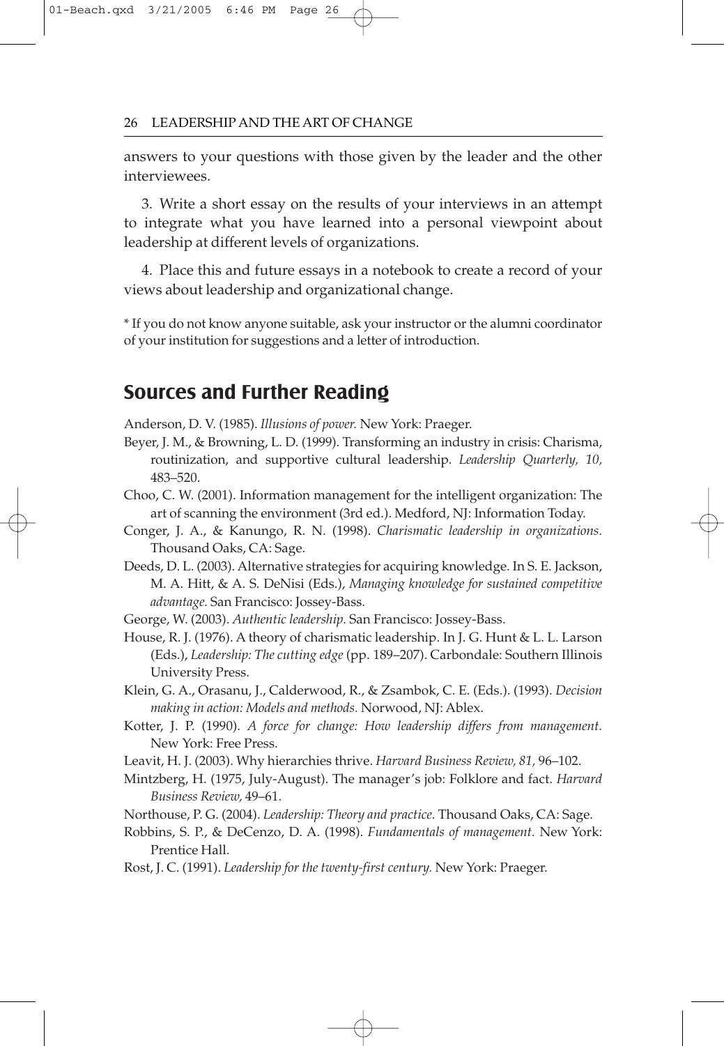answers to your questions with those given by the leader and the other interviewees.

3. Write a short essay on the results of your interviews in an attempt to integrate what you have learned into a personal viewpoint about leadership at different levels of organizations.

4. Place this and future essays in a notebook to create a record of your views about leadership and organizational change.

* If you do not know anyone suitable, ask your instructor or the alumni coordinator of your institution for suggestions and a letter of introduction.

## Sources and Further Reading

Anderson, D. V. (1985). *Illusions of power.* New York: Praeger.

Beyer, J. M., & Browning, L. D. (1999). Transforming an industry in crisis: Charisma, routinization, and supportive cultural leadership. *Leadership Quarterly, 10,* 483–520.

Choo, C. W. (2001). Information management for the intelligent organization: The art of scanning the environment (3rd ed.). Medford, NJ: Information Today.

Conger, J. A., & Kanungo, R. N. (1998). *Charismatic leadership in organizations.* Thousand Oaks, CA: Sage.

Deeds, D. L. (2003). Alternative strategies for acquiring knowledge. In S. E. Jackson, M. A. Hitt, & A. S. DeNisi (Eds.), *Managing knowledge for sustained competitive advantage.* San Francisco: Jossey-Bass.

George, W. (2003). *Authentic leadership.* San Francisco: Jossey-Bass.

House, R. J. (1976). A theory of charismatic leadership. In J. G. Hunt & L. L. Larson (Eds.), *Leadership: The cutting edge* (pp. 189–207). Carbondale: Southern Illinois University Press.

Klein, G. A., Orasanu, J., Calderwood, R., & Zsambok, C. E. (Eds.). (1993). *Decision making in action: Models and methods.* Norwood, NJ: Ablex.

Kotter, J. P. (1990). *A force for change: How leadership differs from management.* New York: Free Press.

Leavit, H. J. (2003). Why hierarchies thrive. *Harvard Business Review, 81,* 96–102.

Mintzberg, H. (1975, July-August). The manager's job: Folklore and fact. *Harvard Business Review,* 49–61.

Northouse, P. G. (2004). *Leadership: Theory and practice.* Thousand Oaks, CA: Sage.

Robbins, S. P., & DeCenzo, D. A. (1998). *Fundamentals of management.* New York: Prentice Hall.

Rost, J. C. (1991). *Leadership for the twenty-first century.* New York: Praeger.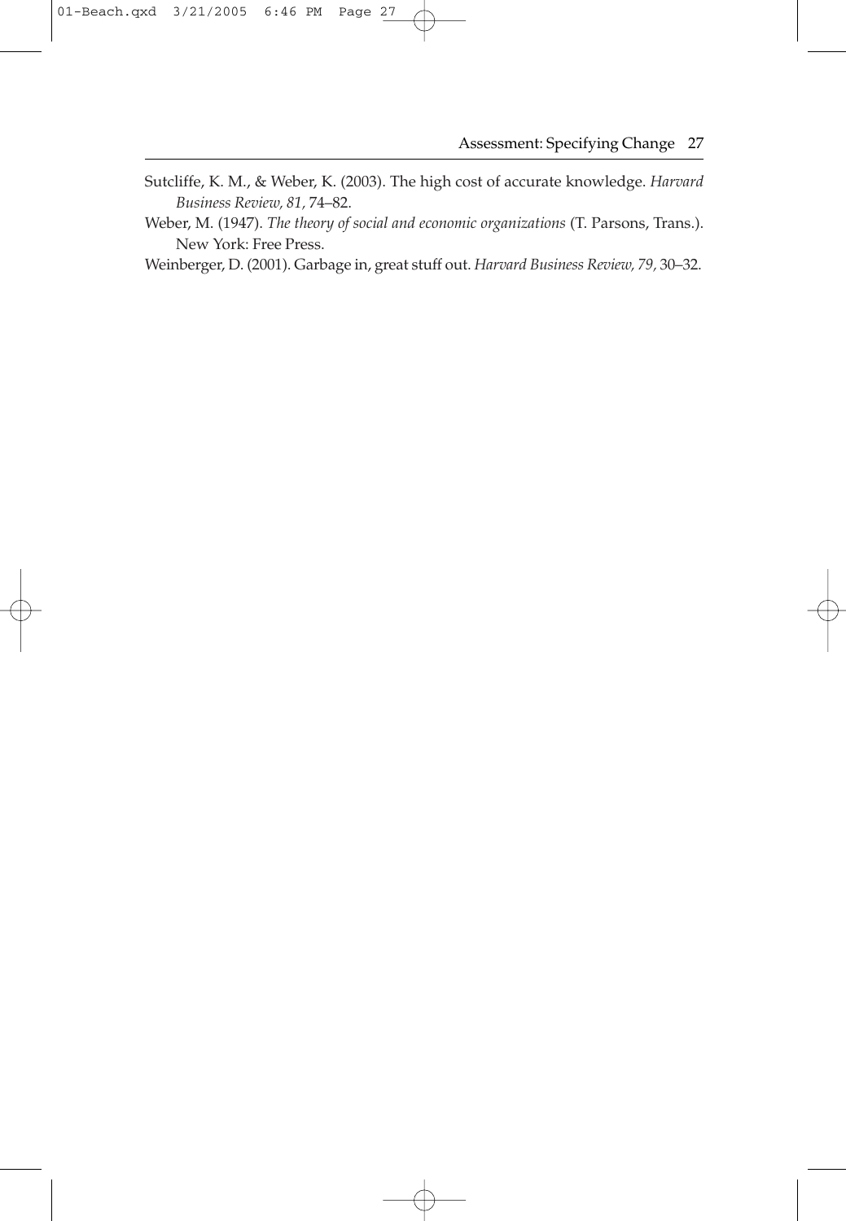Sutcliffe, K. M., & Weber, K. (2003). The high cost of accurate knowledge. *Harvard Business Review, 81,* 74–82.

Weber, M. (1947). *The theory of social and economic organizations* (T. Parsons, Trans.). New York: Free Press.

Weinberger, D. (2001). Garbage in, great stuff out. *Harvard Business Review, 79,* 30–32.